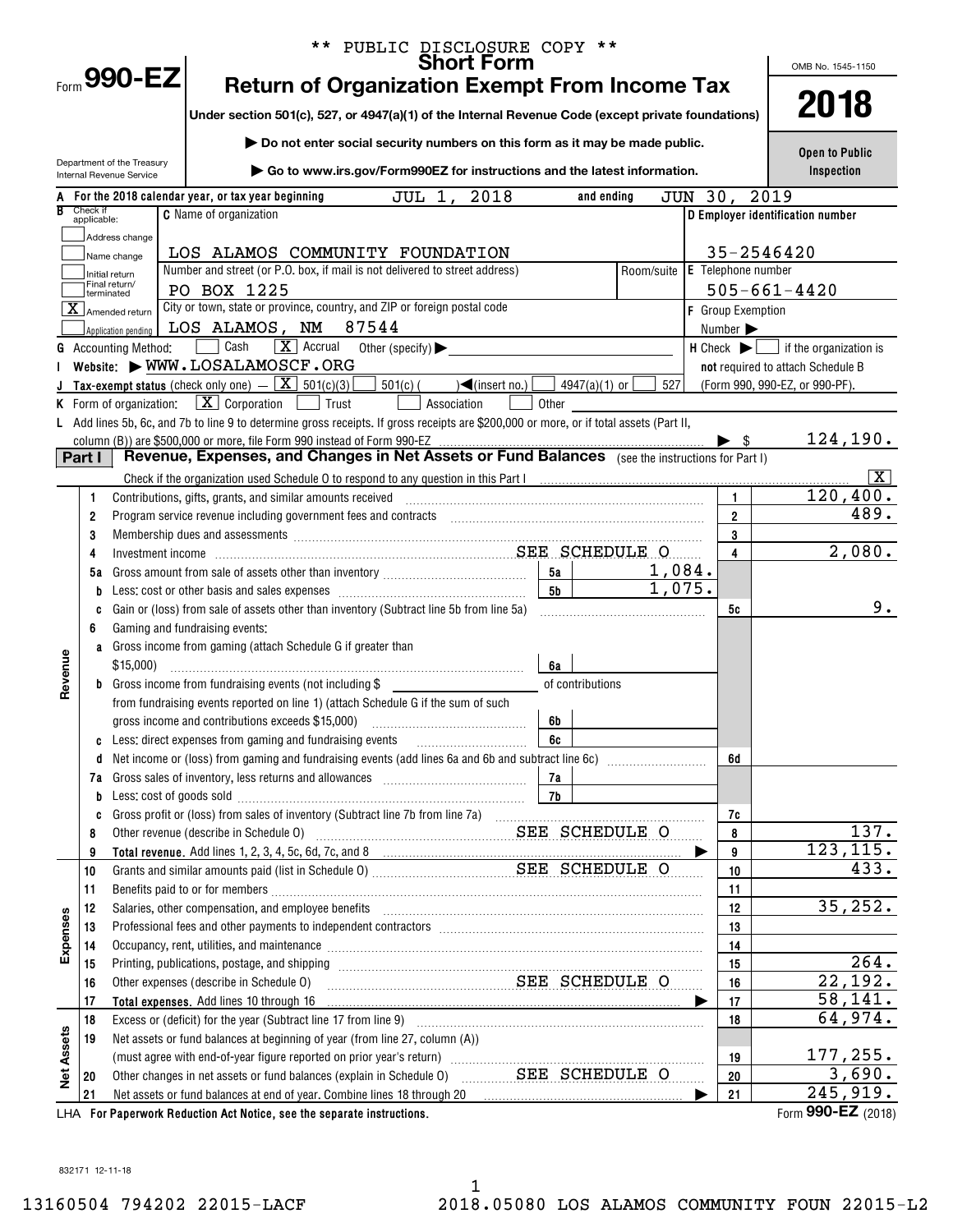** PUBLIC DISCLOSURE COPY **

# Form 990-EZ

## Short Form
## Return of Organization Exempt From Income Tax

Under section 501(c), 527, or 4947(a)(1) of the Internal Revenue Code (except private foundations)

▶ Do not enter social security numbers on this form as it may be made public.

▶ Go to www.irs.gov/Form990EZ for instructions and the latest information.

Department of the Treasury
Internal Revenue Service

OMB No. 1545-1150

**2018**

**Open to Public Inspection**

**A** For the 2018 calendar year, or tax year beginning JUL 1, 2018 and ending JUN 30, 2019

**B** Check if applicable:
- [ ] Address change
- [ ] Name change
- [ ] Initial return
- [ ] Final return/terminated
- [X] Amended return
- [ ] Application pending

**C** Name of organization: LOS ALAMOS COMMUNITY FOUNDATION

Number and street (or P.O. box, if mail is not delivered to street address): PO BOX 1225 — Room/suite:

City or town, state or province, country, and ZIP or foreign postal code: LOS ALAMOS, NM 87544

**D** Employer identification number: 35-2546420

**E** Telephone number: 505-661-4420

**F** Group Exemption Number ▶

**G** Accounting Method: [ ] Cash [X] Accrual Other (specify) ▶

**H** Check ▶ [ ] if the organization is **not** required to attach Schedule B (Form 990, 990-EZ, or 990-PF).

**I** Website: ▶ WWW.LOSALAMOSCF.ORG

**J** Tax-exempt status (check only one) — [X] 501(c)(3) [ ] 501(c) ( ) ◀(insert no.) [ ] 4947(a)(1) or [ ] 527

**K** Form of organization: [X] Corporation [ ] Trust [ ] Association [ ] Other

**L** Add lines 5b, 6c, and 7b to line 9 to determine gross receipts. If gross receipts are $200,000 or more, or if total assets (Part II, column (B)) are $500,000 or more, file Form 990 instead of Form 990-EZ ▶ $ 124,190.

## Part I — Revenue, Expenses, and Changes in Net Assets or Fund Balances (see the instructions for Part I)

Check if the organization used Schedule O to respond to any question in this Part I [X]

| Section | Line | Description | Sub-line | Sub-amount | Line | Amount |
|---|---|---|---|---|---|---|
| Revenue | 1 | Contributions, gifts, grants, and similar amounts received | | | 1 | 120,400. |
| | 2 | Program service revenue including government fees and contracts | | | 2 | 489. |
| | 3 | Membership dues and assessments | | | 3 | |
| | 4 | Investment income SEE SCHEDULE O | | | 4 | 2,080. |
| | 5a | Gross amount from sale of assets other than inventory | 5a | 1,084. | | |
| | b | Less: cost or other basis and sales expenses | 5b | 1,075. | | |
| | c | Gain or (loss) from sale of assets other than inventory (Subtract line 5b from line 5a) | | | 5c | 9. |
| | 6 | Gaming and fundraising events: | | | | |
| | a | Gross income from gaming (attach Schedule G if greater than $15,000) | 6a | | | |
| | b | Gross income from fundraising events (not including $ ______ of contributions from fundraising events reported on line 1) (attach Schedule G if the sum of such gross income and contributions exceeds $15,000) | 6b | | | |
| | c | Less: direct expenses from gaming and fundraising events | 6c | | | |
| | d | Net income or (loss) from gaming and fundraising events (add lines 6a and 6b and subtract line 6c) | | | 6d | |
| | 7a | Gross sales of inventory, less returns and allowances | 7a | | | |
| | b | Less: cost of goods sold | 7b | | | |
| | c | Gross profit or (loss) from sales of inventory (Subtract line 7b from line 7a) | | | 7c | |
| | 8 | Other revenue (describe in Schedule O) SEE SCHEDULE O | | | 8 | 137. |
| | 9 | **Total revenue.** Add lines 1, 2, 3, 4, 5c, 6d, 7c, and 8 ▶ | | | 9 | 123,115. |
| Expenses | 10 | Grants and similar amounts paid (list in Schedule O) SEE SCHEDULE O | | | 10 | 433. |
| | 11 | Benefits paid to or for members | | | 11 | |
| | 12 | Salaries, other compensation, and employee benefits | | | 12 | 35,252. |
| | 13 | Professional fees and other payments to independent contractors | | | 13 | |
| | 14 | Occupancy, rent, utilities, and maintenance | | | 14 | |
| | 15 | Printing, publications, postage, and shipping | | | 15 | 264. |
| | 16 | Other expenses (describe in Schedule O) SEE SCHEDULE O | | | 16 | 22,192. |
| | 17 | **Total expenses.** Add lines 10 through 16 ▶ | | | 17 | 58,141. |
| Net Assets | 18 | Excess or (deficit) for the year (Subtract line 17 from line 9) | | | 18 | 64,974. |
| | 19 | Net assets or fund balances at beginning of year (from line 27, column (A)) (must agree with end-of-year figure reported on prior year's return) | | | 19 | 177,255. |
| | 20 | Other changes in net assets or fund balances (explain in Schedule O) SEE SCHEDULE O | | | 20 | 3,690. |
| | 21 | Net assets or fund balances at end of year. Combine lines 18 through 20 ▶ | | | 21 | 245,919. |

LHA **For Paperwork Reduction Act Notice, see the separate instructions.** Form **990-EZ** (2018)

832171 12-11-18

13160504 794202 22015-LACF 2018.05080 LOS ALAMOS COMMUNITY FOUN 22015-L2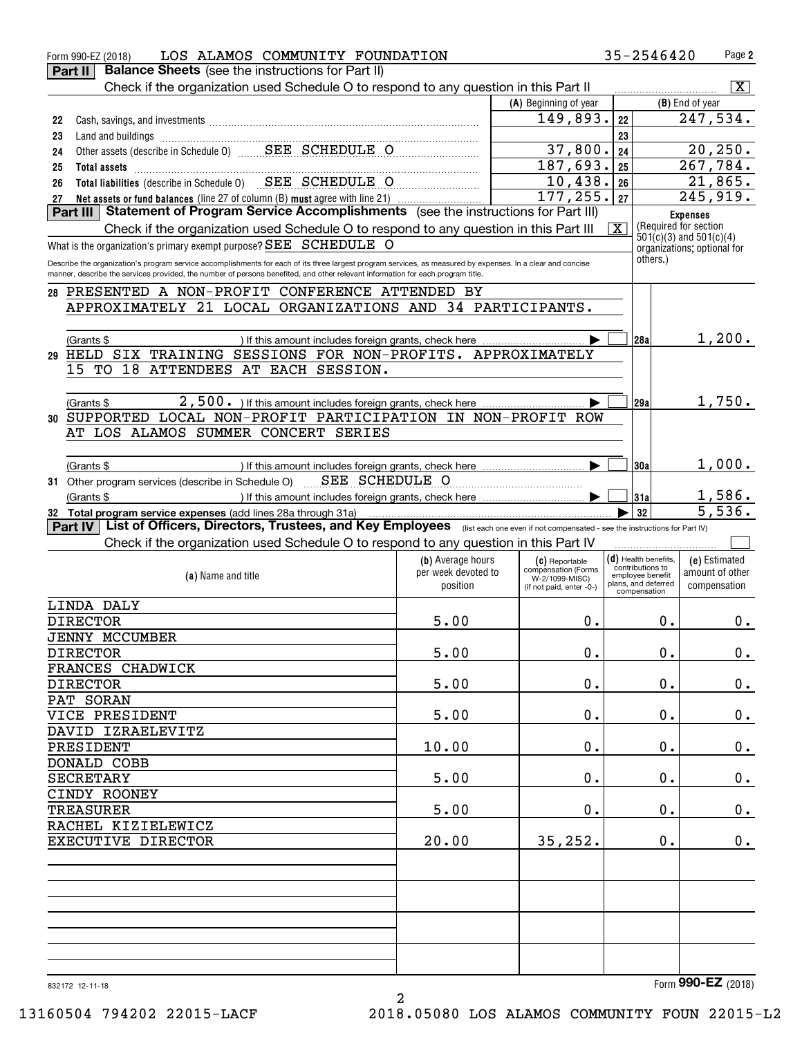Form 990-EZ (2018) LOS ALAMOS COMMUNITY FOUNDATION 35-2546420

## Part II Balance Sheets (see the instructions for Part II)

Check if the organization used Schedule O to respond to any question in this Part II [X]

| | | (A) Beginning of year | | (B) End of year |
|---|---|---|---|---|
| 22 | Cash, savings, and investments | 149,893. | 22 | 247,534. |
| 23 | Land and buildings | | 23 | |
| 24 | Other assets (describe in Schedule O) SEE SCHEDULE O | 37,800. | 24 | 20,250. |
| 25 | Total assets | 187,693. | 25 | 267,784. |
| 26 | Total liabilities (describe in Schedule O) SEE SCHEDULE O | 10,438. | 26 | 21,865. |
| 27 | Net assets or fund balances (line 27 of column (B) must agree with line 21) | 177,255. | 27 | 245,919. |

## Part III Statement of Program Service Accomplishments (see the instructions for Part III)

Check if the organization used Schedule O to respond to any question in this Part III [X]

What is the organization's primary exempt purpose? SEE SCHEDULE O

Describe the organization's program service accomplishments for each of its three largest program services, as measured by expenses. In a clear and concise manner, describe the services provided, the number of persons benefited, and other relevant information for each program title.

Expenses (Required for section 501(c)(3) and 501(c)(4) organizations; optional for others.)

| | Description | | Expenses |
|---|---|---|---|
| 28 | PRESENTED A NON-PROFIT CONFERENCE ATTENDED BY APPROXIMATELY 21 LOCAL ORGANIZATIONS AND 34 PARTICIPANTS. (Grants $ ) If this amount includes foreign grants, check here [ ] | 28a | 1,200. |
| 29 | HELD SIX TRAINING SESSIONS FOR NON-PROFITS. APPROXIMATELY 15 TO 18 ATTENDEES AT EACH SESSION. (Grants $ 2,500. ) If this amount includes foreign grants, check here [ ] | 29a | 1,750. |
| 30 | SUPPORTED LOCAL NON-PROFIT PARTICIPATION IN NON-PROFIT ROW AT LOS ALAMOS SUMMER CONCERT SERIES (Grants $ ) If this amount includes foreign grants, check here [ ] | 30a | 1,000. |
| 31 | Other program services (describe in Schedule O) SEE SCHEDULE O (Grants $ ) If this amount includes foreign grants, check here [ ] | 31a | 1,586. |
| 32 | Total program service expenses (add lines 28a through 31a) | 32 | 5,536. |

## Part IV List of Officers, Directors, Trustees, and Key Employees (list each one even if not compensated - see the instructions for Part IV)

Check if the organization used Schedule O to respond to any question in this Part IV [ ]

| (a) Name and title | (b) Average hours per week devoted to position | (c) Reportable compensation (Forms W-2/1099-MISC) (if not paid, enter -0-) | (d) Health benefits, contributions to employee benefit plans, and deferred compensation | (e) Estimated amount of other compensation |
|---|---|---|---|---|
| LINDA DALY<br>DIRECTOR | 5.00 | 0. | 0. | 0. |
| JENNY MCCUMBER<br>DIRECTOR | 5.00 | 0. | 0. | 0. |
| FRANCES CHADWICK<br>DIRECTOR | 5.00 | 0. | 0. | 0. |
| PAT SORAN<br>VICE PRESIDENT | 5.00 | 0. | 0. | 0. |
| DAVID IZRAELEVITZ<br>PRESIDENT | 10.00 | 0. | 0. | 0. |
| DONALD COBB<br>SECRETARY | 5.00 | 0. | 0. | 0. |
| CINDY ROONEY<br>TREASURER | 5.00 | 0. | 0. | 0. |
| RACHEL KIZIELEWICZ<br>EXECUTIVE DIRECTOR | 20.00 | 35,252. | 0. | 0. |

832172 12-11-18 Form 990-EZ (2018)

13160504 794202 22015-LACF 2018.05080 LOS ALAMOS COMMUNITY FOUN 22015-L2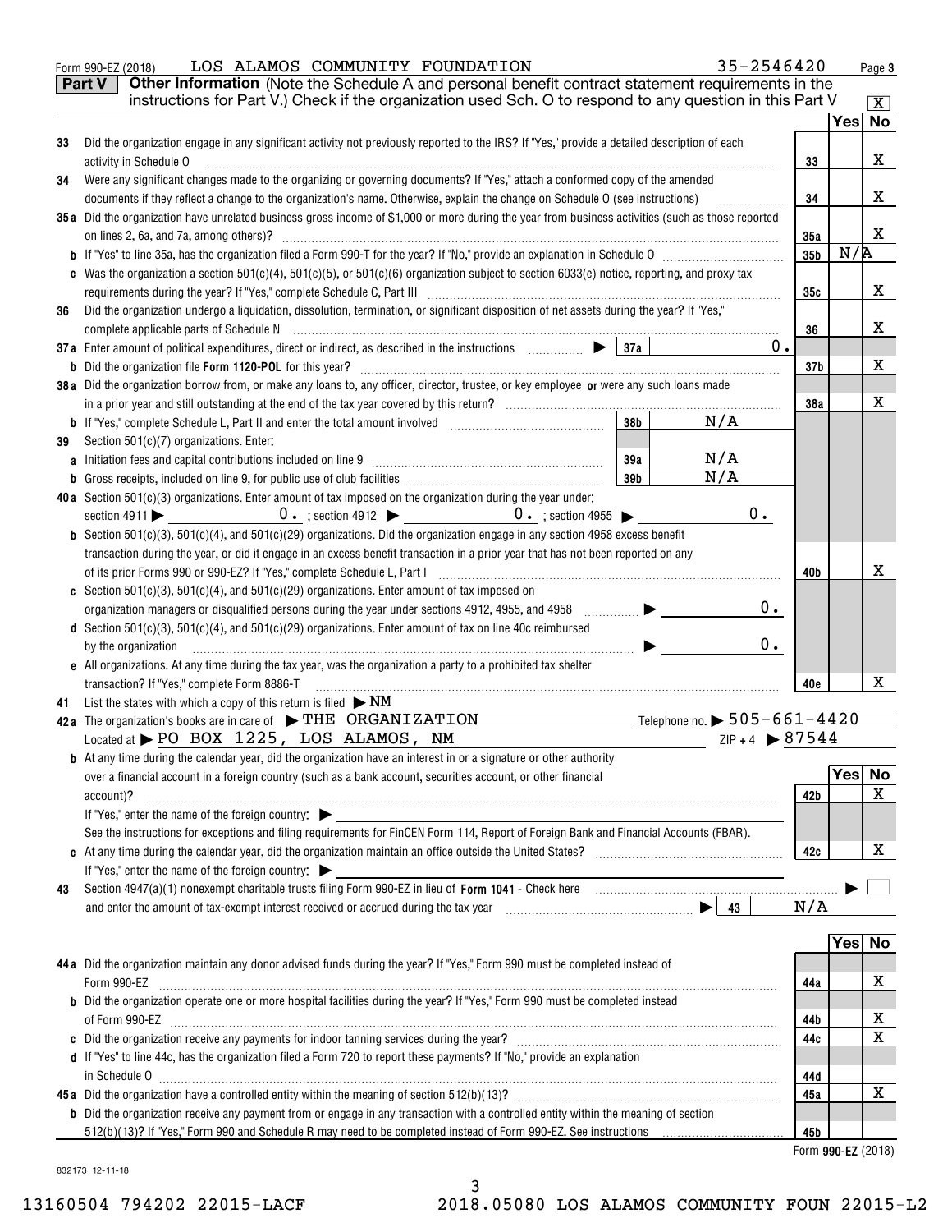Form 990-EZ (2018) LOS ALAMOS COMMUNITY FOUNDATION 35-2546420 Page **3**

## Part V Other Information (Note the Schedule A and personal benefit contract statement requirements in the instructions for Part V.) Check if the organization used Sch. O to respond to any question in this Part V [X]

| | | | Yes | No |
|---|---|---|---|---|
| **33** | Did the organization engage in any significant activity not previously reported to the IRS? If "Yes," provide a detailed description of each activity in Schedule O | **33** | | X |
| **34** | Were any significant changes made to the organizing or governing documents? If "Yes," attach a conformed copy of the amended documents if they reflect a change to the organization's name. Otherwise, explain the change on Schedule O (see instructions) | **34** | | X |
| **35a** | Did the organization have unrelated business gross income of $1,000 or more during the year from business activities (such as those reported on lines 2, 6a, and 7a, among others)? | **35a** | | X |
| **b** | If "Yes" to line 35a, has the organization filed a Form 990-T for the year? If "No," provide an explanation in Schedule O | **35b** | N/A | |
| **c** | Was the organization a section 501(c)(4), 501(c)(5), or 501(c)(6) organization subject to section 6033(e) notice, reporting, and proxy tax requirements during the year? If "Yes," complete Schedule C, Part III | **35c** | | X |
| **36** | Did the organization undergo a liquidation, dissolution, termination, or significant disposition of net assets during the year? If "Yes," complete applicable parts of Schedule N | **36** | | X |
| **37a** | Enter amount of political expenditures, direct or indirect, as described in the instructions ▶ **37a** 0. | | | |
| **b** | Did the organization file **Form 1120-POL** for this year? | **37b** | | X |
| **38a** | Did the organization borrow from, or make any loans to, any officer, director, trustee, or key employee **or** were any such loans made in a prior year and still outstanding at the end of the tax year covered by this return? | **38a** | | X |
| **b** | If "Yes," complete Schedule L, Part II and enter the total amount involved **38b** N/A | | | |
| **39** | Section 501(c)(7) organizations. Enter: | | | |
| **a** | Initiation fees and capital contributions included on line 9 **39a** N/A | | | |
| **b** | Gross receipts, included on line 9, for public use of club facilities **39b** N/A | | | |
| **40a** | Section 501(c)(3) organizations. Enter amount of tax imposed on the organization during the year under: section 4911 ▶ 0. ; section 4912 ▶ 0. ; section 4955 ▶ 0. | | | |
| **b** | Section 501(c)(3), 501(c)(4), and 501(c)(29) organizations. Did the organization engage in any section 4958 excess benefit transaction during the year, or did it engage in an excess benefit transaction in a prior year that has not been reported on any of its prior Forms 990 or 990-EZ? If "Yes," complete Schedule L, Part I | **40b** | | X |
| **c** | Section 501(c)(3), 501(c)(4), and 501(c)(29) organizations. Enter amount of tax imposed on organization managers or disqualified persons during the year under sections 4912, 4955, and 4958 ▶ 0. | | | |
| **d** | Section 501(c)(3), 501(c)(4), and 501(c)(29) organizations. Enter amount of tax on line 40c reimbursed by the organization ▶ 0. | | | |
| **e** | All organizations. At any time during the tax year, was the organization a party to a prohibited tax shelter transaction? If "Yes," complete Form 8886-T | **40e** | | X |

**41** List the states with which a copy of this return is filed ▶ NM

**42a** The organization's books are in care of ▶ THE ORGANIZATION Telephone no. ▶ 505-661-4420

Located at ▶ PO BOX 1225, LOS ALAMOS, NM ZIP + 4 ▶ 87544

| | | | Yes | No |
|---|---|---|---|---|
| **b** | At any time during the calendar year, did the organization have an interest in or a signature or other authority over a financial account in a foreign country (such as a bank account, securities account, or other financial account)? If "Yes," enter the name of the foreign country: ▶ See the instructions for exceptions and filing requirements for FinCEN Form 114, Report of Foreign Bank and Financial Accounts (FBAR). | **42b** | | X |
| **c** | At any time during the calendar year, did the organization maintain an office outside the United States? If "Yes," enter the name of the foreign country: ▶ | **42c** | | X |

**43** Section 4947(a)(1) nonexempt charitable trusts filing Form 990-EZ in lieu of **Form 1041** - Check here ▶ [ ] and enter the amount of tax-exempt interest received or accrued during the tax year ▶ **43** N/A

| | | | Yes | No |
|---|---|---|---|---|
| **44a** | Did the organization maintain any donor advised funds during the year? If "Yes," Form 990 must be completed instead of Form 990-EZ | **44a** | | X |
| **b** | Did the organization operate one or more hospital facilities during the year? If "Yes," Form 990 must be completed instead of Form 990-EZ | **44b** | | X |
| **c** | Did the organization receive any payments for indoor tanning services during the year? | **44c** | | X |
| **d** | If "Yes" to line 44c, has the organization filed a Form 720 to report these payments? If "No," provide an explanation in Schedule O | **44d** | | |
| **45a** | Did the organization have a controlled entity within the meaning of section 512(b)(13)? | **45a** | | X |
| **b** | Did the organization receive any payment from or engage in any transaction with a controlled entity within the meaning of section 512(b)(13)? If "Yes," Form 990 and Schedule R may need to be completed instead of Form 990-EZ. See instructions | **45b** | | |

Form **990-EZ** (2018)

832173 12-11-18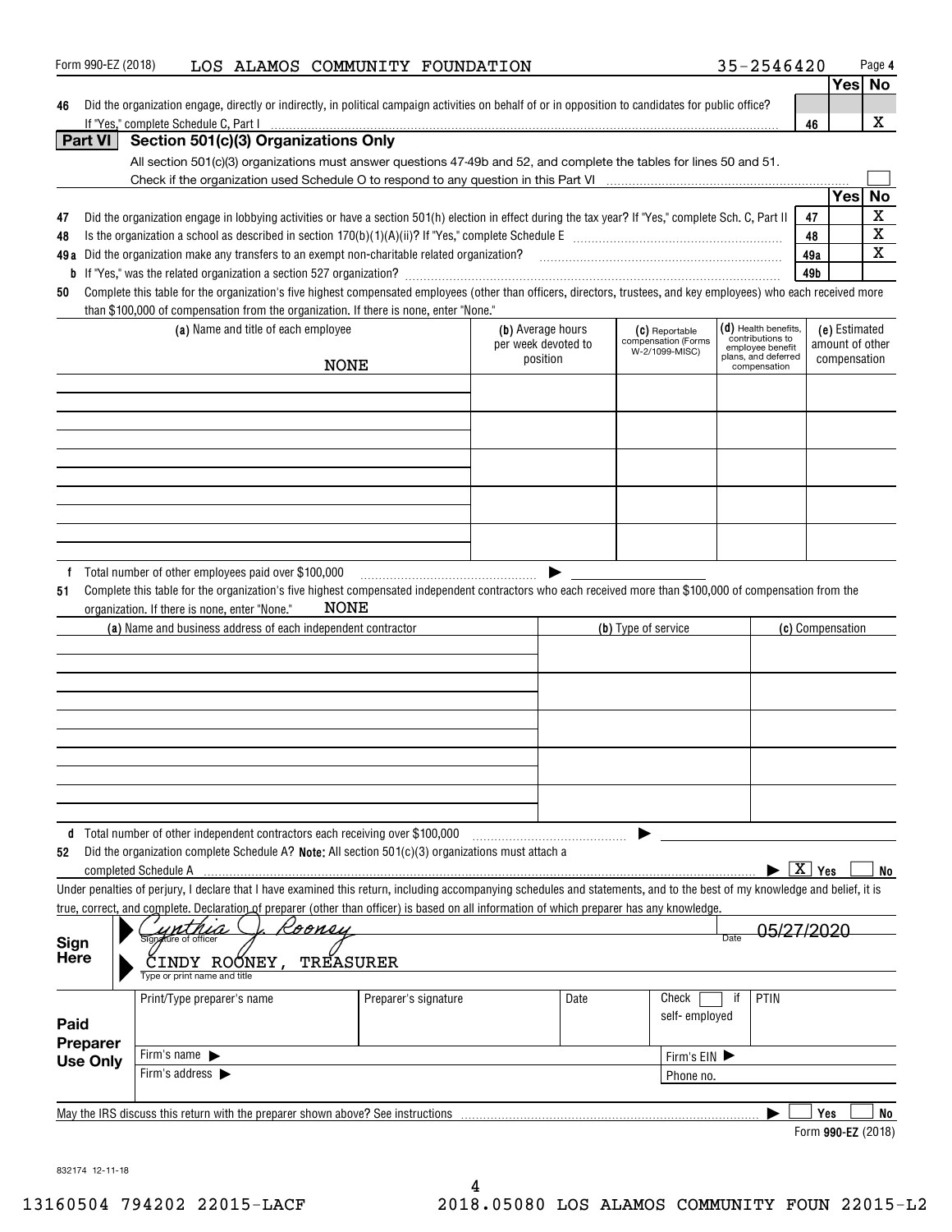Form 990-EZ (2018) LOS ALAMOS COMMUNITY FOUNDATION 35-2546420 Page **4**

| | | | Yes | No |
|---|---|---|---|---|
| **46** | Did the organization engage, directly or indirectly, in political campaign activities on behalf of or in opposition to candidates for public office? If "Yes," complete Schedule C, Part I | **46** | | X |

## Part VI Section 501(c)(3) Organizations Only

All section 501(c)(3) organizations must answer questions 47-49b and 52, and complete the tables for lines 50 and 51.

Check if the organization used Schedule O to respond to any question in this Part VI ☐

| | | | Yes | No |
|---|---|---|---|---|
| **47** | Did the organization engage in lobbying activities or have a section 501(h) election in effect during the tax year? If "Yes," complete Sch. C, Part II | **47** | | X |
| **48** | Is the organization a school as described in section 170(b)(1)(A)(ii)? If "Yes," complete Schedule E | **48** | | X |
| **49a** | Did the organization make any transfers to an exempt non-charitable related organization? | **49a** | | X |
| **b** | If "Yes," was the related organization a section 527 organization? | **49b** | | |

**50** Complete this table for the organization's five highest compensated employees (other than officers, directors, trustees, and key employees) who each received more than $100,000 of compensation from the organization. If there is none, enter "None."

| (a) Name and title of each employee | (b) Average hours per week devoted to position | (c) Reportable compensation (Forms W-2/1099-MISC) | (d) Health benefits, contributions to employee benefit plans, and deferred compensation | (e) Estimated amount of other compensation |
|---|---|---|---|---|
| NONE | | | | |
| | | | | |
| | | | | |
| | | | | |
| | | | | |

**f** Total number of other employees paid over $100,000 ▶

**51** Complete this table for the organization's five highest compensated independent contractors who each received more than $100,000 of compensation from the organization. If there is none, enter "None." NONE

| (a) Name and business address of each independent contractor | (b) Type of service | (c) Compensation |
|---|---|---|
| | | |
| | | |
| | | |
| | | |
| | | |

**d** Total number of other independent contractors each receiving over $100,000 ▶

**52** Did the organization complete Schedule A? **Note:** All section 501(c)(3) organizations must attach a completed Schedule A ▶ ☒ Yes ☐ No

Under penalties of perjury, I declare that I have examined this return, including accompanying schedules and statements, and to the best of my knowledge and belief, it is true, correct, and complete. Declaration of preparer (other than officer) is based on all information of which preparer has any knowledge.

**Sign Here**

Signature of officer: Cynthia J. Rooney Date: 05/27/2020

CINDY ROONEY, TREASURER
Type or print name and title

**Paid Preparer Use Only**

| Print/Type preparer's name | Preparer's signature | Date | Check ☐ if self-employed | PTIN |
|---|---|---|---|---|
| | | | | |
| Firm's name ▶ | | | Firm's EIN ▶ | |
| Firm's address ▶ | | | Phone no. | |

May the IRS discuss this return with the preparer shown above? See instructions ▶ ☐ Yes ☐ No

Form **990-EZ** (2018)

832174 12-11-18

13160504 794202 22015-LACF 2018.05080 LOS ALAMOS COMMUNITY FOUN 22015-L2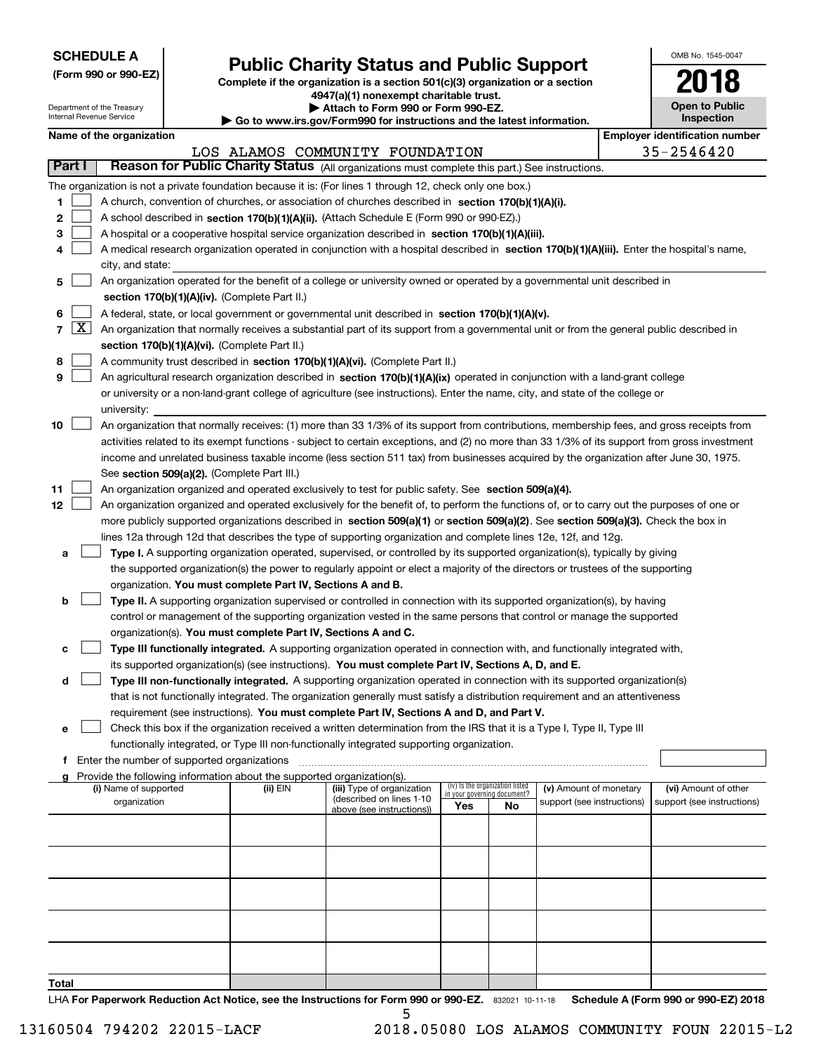**SCHEDULE A**
**(Form 990 or 990-EZ)**

Department of the Treasury
Internal Revenue Service

# Public Charity Status and Public Support

**Complete if the organization is a section 501(c)(3) organization or a section 4947(a)(1) nonexempt charitable trust.**
**▶ Attach to Form 990 or Form 990-EZ.**
**▶ Go to www.irs.gov/Form990 for instructions and the latest information.**

OMB No. 1545-0047

**2018**

**Open to Public Inspection**

**Name of the organization**: LOS ALAMOS COMMUNITY FOUNDATION

**Employer identification number**: 35-2546420

## Part I — Reason for Public Charity Status (All organizations must complete this part.) See instructions.

The organization is not a private foundation because it is: (For lines 1 through 12, check only one box.)

1. [ ] A church, convention of churches, or association of churches described in **section 170(b)(1)(A)(i).**
2. [ ] A school described in **section 170(b)(1)(A)(ii).** (Attach Schedule E (Form 990 or 990-EZ).)
3. [ ] A hospital or a cooperative hospital service organization described in **section 170(b)(1)(A)(iii).**
4. [ ] A medical research organization operated in conjunction with a hospital described in **section 170(b)(1)(A)(iii).** Enter the hospital's name, city, and state:
5. [ ] An organization operated for the benefit of a college or university owned or operated by a governmental unit described in **section 170(b)(1)(A)(iv).** (Complete Part II.)
6. [ ] A federal, state, or local government or governmental unit described in **section 170(b)(1)(A)(v).**
7. [X] An organization that normally receives a substantial part of its support from a governmental unit or from the general public described in **section 170(b)(1)(A)(vi).** (Complete Part II.)
8. [ ] A community trust described in **section 170(b)(1)(A)(vi).** (Complete Part II.)
9. [ ] An agricultural research organization described in **section 170(b)(1)(A)(ix)** operated in conjunction with a land-grant college or university or a non-land-grant college of agriculture (see instructions). Enter the name, city, and state of the college or university:
10. [ ] An organization that normally receives: (1) more than 33 1/3% of its support from contributions, membership fees, and gross receipts from activities related to its exempt functions - subject to certain exceptions, and (2) no more than 33 1/3% of its support from gross investment income and unrelated business taxable income (less section 511 tax) from businesses acquired by the organization after June 30, 1975. See **section 509(a)(2).** (Complete Part III.)
11. [ ] An organization organized and operated exclusively to test for public safety. See **section 509(a)(4).**
12. [ ] An organization organized and operated exclusively for the benefit of, to perform the functions of, or to carry out the purposes of one or more publicly supported organizations described in **section 509(a)(1)** or **section 509(a)(2)**. See **section 509(a)(3).** Check the box in lines 12a through 12d that describes the type of supporting organization and complete lines 12e, 12f, and 12g.
   - **a** [ ] **Type I.** A supporting organization operated, supervised, or controlled by its supported organization(s), typically by giving the supported organization(s) the power to regularly appoint or elect a majority of the directors or trustees of the supporting organization. **You must complete Part IV, Sections A and B.**
   - **b** [ ] **Type II.** A supporting organization supervised or controlled in connection with its supported organization(s), by having control or management of the supporting organization vested in the same persons that control or manage the supported organization(s). **You must complete Part IV, Sections A and C.**
   - **c** [ ] **Type III functionally integrated.** A supporting organization operated in connection with, and functionally integrated with, its supported organization(s) (see instructions). **You must complete Part IV, Sections A, D, and E.**
   - **d** [ ] **Type III non-functionally integrated.** A supporting organization operated in connection with its supported organization(s) that is not functionally integrated. The organization generally must satisfy a distribution requirement and an attentiveness requirement (see instructions). **You must complete Part IV, Sections A and D, and Part V.**
   - **e** [ ] Check this box if the organization received a written determination from the IRS that it is a Type I, Type II, Type III functionally integrated, or Type III non-functionally integrated supporting organization.
   - **f** Enter the number of supported organizations
   - **g** Provide the following information about the supported organization(s).

| (i) Name of supported organization | (ii) EIN | (iii) Type of organization (described on lines 1-10 above (see instructions)) | (iv) Is the organization listed in your governing document? Yes | No | (v) Amount of monetary support (see instructions) | (vi) Amount of other support (see instructions) |
|---|---|---|---|---|---|---|
| | | | | | | |
| | | | | | | |
| | | | | | | |
| | | | | | | |
| | | | | | | |
| **Total** | | | | | | |

LHA **For Paperwork Reduction Act Notice, see the Instructions for Form 990 or 990-EZ.** 832021 10-11-18 **Schedule A (Form 990 or 990-EZ) 2018**

13160504 794202 22015-LACF 2018.05080 LOS ALAMOS COMMUNITY FOUN 22015-L2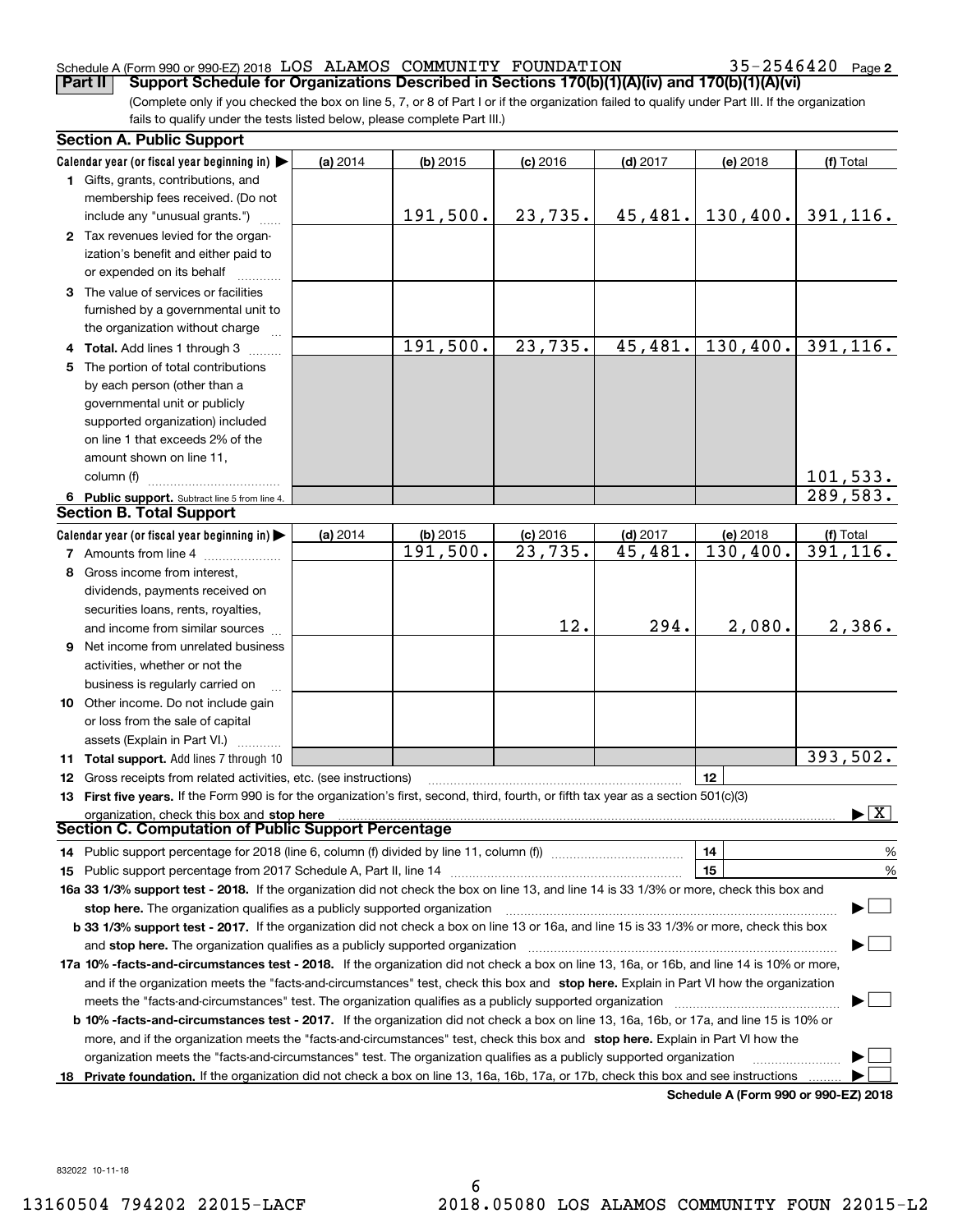Schedule A (Form 990 or 990-EZ) 2018 LOS ALAMOS COMMUNITY FOUNDATION 35-2546420 Page 2

**Part II Support Schedule for Organizations Described in Sections 170(b)(1)(A)(iv) and 170(b)(1)(A)(vi)**

(Complete only if you checked the box on line 5, 7, or 8 of Part I or if the organization failed to qualify under Part III. If the organization fails to qualify under the tests listed below, please complete Part III.)

## Section A. Public Support

| Calendar year (or fiscal year beginning in) ▶ | (a) 2014 | (b) 2015 | (c) 2016 | (d) 2017 | (e) 2018 | (f) Total |
|---|---|---|---|---|---|---|
| 1 Gifts, grants, contributions, and membership fees received. (Do not include any "unusual grants.") | | 191,500. | 23,735. | 45,481. | 130,400. | 391,116. |
| 2 Tax revenues levied for the organization's benefit and either paid to or expended on its behalf | | | | | | |
| 3 The value of services or facilities furnished by a governmental unit to the organization without charge | | | | | | |
| 4 **Total.** Add lines 1 through 3 | | 191,500. | 23,735. | 45,481. | 130,400. | 391,116. |
| 5 The portion of total contributions by each person (other than a governmental unit or publicly supported organization) included on line 1 that exceeds 2% of the amount shown on line 11, column (f) | | | | | | 101,533. |
| 6 **Public support.** Subtract line 5 from line 4. | | | | | | 289,583. |

## Section B. Total Support

| Calendar year (or fiscal year beginning in) ▶ | (a) 2014 | (b) 2015 | (c) 2016 | (d) 2017 | (e) 2018 | (f) Total |
|---|---|---|---|---|---|---|
| 7 Amounts from line 4 | | 191,500. | 23,735. | 45,481. | 130,400. | 391,116. |
| 8 Gross income from interest, dividends, payments received on securities loans, rents, royalties, and income from similar sources | | | 12. | 294. | 2,080. | 2,386. |
| 9 Net income from unrelated business activities, whether or not the business is regularly carried on | | | | | | |
| 10 Other income. Do not include gain or loss from the sale of capital assets (Explain in Part VI.) | | | | | | |
| 11 **Total support.** Add lines 7 through 10 | | | | | | 393,502. |

12 Gross receipts from related activities, etc. (see instructions) | 12 |

13 **First five years.** If the Form 990 is for the organization's first, second, third, fourth, or fifth tax year as a section 501(c)(3) organization, check this box and **stop here** ▶ [X]

## Section C. Computation of Public Support Percentage

14 Public support percentage for 2018 (line 6, column (f) divided by line 11, column (f)) | 14 | %

15 Public support percentage from 2017 Schedule A, Part II, line 14 | 15 | %

**16a 33 1/3% support test - 2018.** If the organization did not check the box on line 13, and line 14 is 33 1/3% or more, check this box and **stop here.** The organization qualifies as a publicly supported organization ▶ [ ]

**b 33 1/3% support test - 2017.** If the organization did not check a box on line 13 or 16a, and line 15 is 33 1/3% or more, check this box and **stop here.** The organization qualifies as a publicly supported organization ▶ [ ]

**17a 10% -facts-and-circumstances test - 2018.** If the organization did not check a box on line 13, 16a, or 16b, and line 14 is 10% or more, and if the organization meets the "facts-and-circumstances" test, check this box and **stop here.** Explain in Part VI how the organization meets the "facts-and-circumstances" test. The organization qualifies as a publicly supported organization ▶ [ ]

**b 10% -facts-and-circumstances test - 2017.** If the organization did not check a box on line 13, 16a, 16b, or 17a, and line 15 is 10% or more, and if the organization meets the "facts-and-circumstances" test, check this box and **stop here.** Explain in Part VI how the organization meets the "facts-and-circumstances" test. The organization qualifies as a publicly supported organization ▶ [ ]

**18 Private foundation.** If the organization did not check a box on line 13, 16a, 16b, 17a, or 17b, check this box and see instructions ▶ [ ]

**Schedule A (Form 990 or 990-EZ) 2018**

832022 10-11-18

13160504 794202 22015-LACF 2018.05080 LOS ALAMOS COMMUNITY FOUN 22015-L2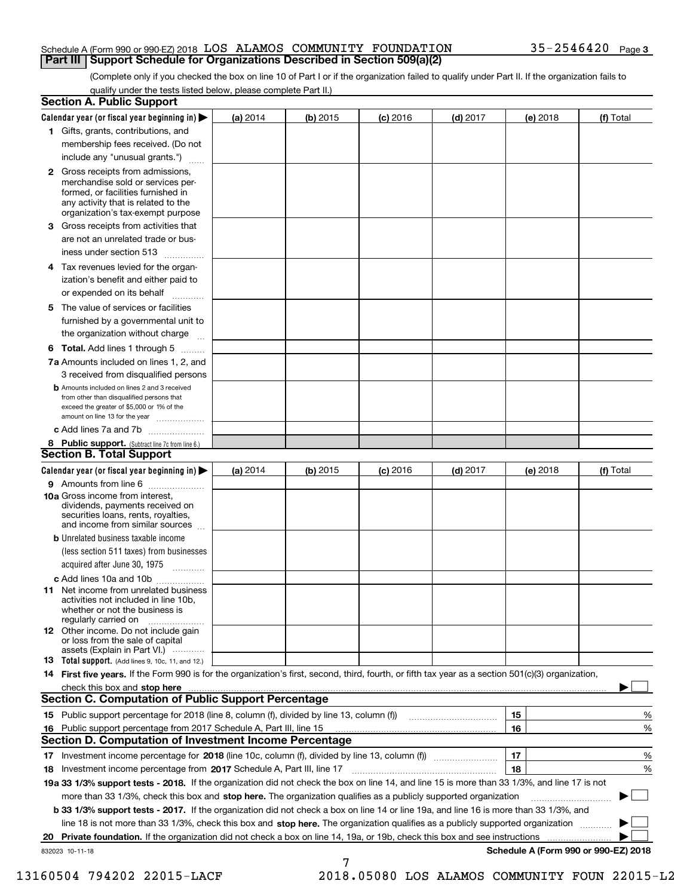Schedule A (Form 990 or 990-EZ) 2018 LOS ALAMOS COMMUNITY FOUNDATION 35-2546420 Page 3

**Part III Support Schedule for Organizations Described in Section 509(a)(2)**

(Complete only if you checked the box on line 10 of Part I or if the organization failed to qualify under Part II. If the organization fails to qualify under the tests listed below, please complete Part II.)

**Section A. Public Support**

| Calendar year (or fiscal year beginning in) ▶ | (a) 2014 | (b) 2015 | (c) 2016 | (d) 2017 | (e) 2018 | (f) Total |
|---|---|---|---|---|---|---|
| **1** Gifts, grants, contributions, and membership fees received. (Do not include any "unusual grants.") | | | | | | |
| **2** Gross receipts from admissions, merchandise sold or services performed, or facilities furnished in any activity that is related to the organization's tax-exempt purpose | | | | | | |
| **3** Gross receipts from activities that are not an unrelated trade or business under section 513 | | | | | | |
| **4** Tax revenues levied for the organization's benefit and either paid to or expended on its behalf | | | | | | |
| **5** The value of services or facilities furnished by a governmental unit to the organization without charge | | | | | | |
| **6 Total.** Add lines 1 through 5 | | | | | | |
| **7a** Amounts included on lines 1, 2, and 3 received from disqualified persons | | | | | | |
| **b** Amounts included on lines 2 and 3 received from other than disqualified persons that exceed the greater of $5,000 or 1% of the amount on line 13 for the year | | | | | | |
| **c** Add lines 7a and 7b | | | | | | |
| **8 Public support.** (Subtract line 7c from line 6.) | | | | | | |

**Section B. Total Support**

| Calendar year (or fiscal year beginning in) ▶ | (a) 2014 | (b) 2015 | (c) 2016 | (d) 2017 | (e) 2018 | (f) Total |
|---|---|---|---|---|---|---|
| **9** Amounts from line 6 | | | | | | |
| **10a** Gross income from interest, dividends, payments received on securities loans, rents, royalties, and income from similar sources | | | | | | |
| **b** Unrelated business taxable income (less section 511 taxes) from businesses acquired after June 30, 1975 | | | | | | |
| **c** Add lines 10a and 10b | | | | | | |
| **11** Net income from unrelated business activities not included in line 10b, whether or not the business is regularly carried on | | | | | | |
| **12** Other income. Do not include gain or loss from the sale of capital assets (Explain in Part VI.) | | | | | | |
| **13 Total support.** (Add lines 9, 10c, 11, and 12.) | | | | | | |

**14 First five years.** If the Form 990 is for the organization's first, second, third, fourth, or fifth tax year as a section 501(c)(3) organization, check this box and **stop here** ▶ ☐

**Section C. Computation of Public Support Percentage**

| | | |
|---|---|---|
| **15** Public support percentage for 2018 (line 8, column (f), divided by line 13, column (f)) | 15 | % |
| **16** Public support percentage from 2017 Schedule A, Part III, line 15 | 16 | % |

**Section D. Computation of Investment Income Percentage**

| | | |
|---|---|---|
| **17** Investment income percentage for **2018** (line 10c, column (f), divided by line 13, column (f)) | 17 | % |
| **18** Investment income percentage from **2017** Schedule A, Part III, line 17 | 18 | % |

**19a 33 1/3% support tests - 2018.** If the organization did not check the box on line 14, and line 15 is more than 33 1/3%, and line 17 is not more than 33 1/3%, check this box and **stop here.** The organization qualifies as a publicly supported organization ▶ ☐

**b 33 1/3% support tests - 2017.** If the organization did not check a box on line 14 or line 19a, and line 16 is more than 33 1/3%, and line 18 is not more than 33 1/3%, check this box and **stop here.** The organization qualifies as a publicly supported organization ▶ ☐

**20 Private foundation.** If the organization did not check a box on line 14, 19a, or 19b, check this box and see instructions ▶ ☐

832023 10-11-18 **Schedule A (Form 990 or 990-EZ) 2018**

13160504 794202 22015-LACF 2018.05080 LOS ALAMOS COMMUNITY FOUN 22015-L2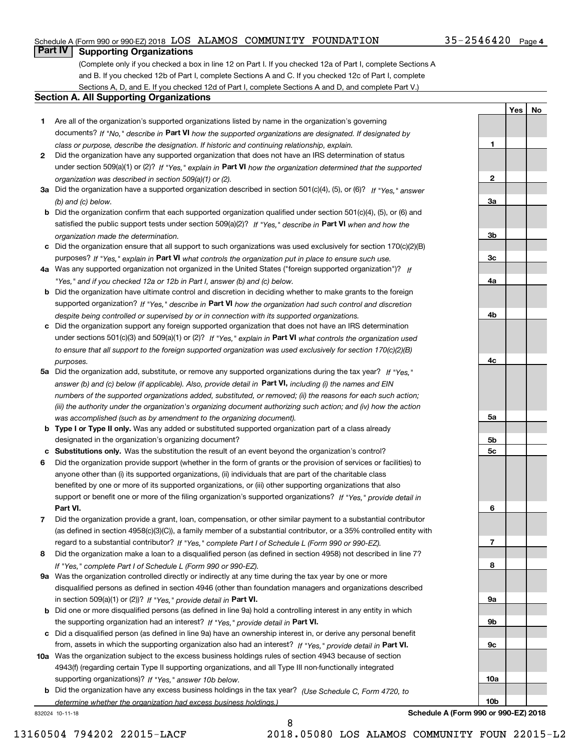Schedule A (Form 990 or 990-EZ) 2018 LOS ALAMOS COMMUNITY FOUNDATION 35-2546420 Page 4

## Part IV Supporting Organizations

(Complete only if you checked a box in line 12 on Part I. If you checked 12a of Part I, complete Sections A and B. If you checked 12b of Part I, complete Sections A and C. If you checked 12c of Part I, complete Sections A, D, and E. If you checked 12d of Part I, complete Sections A and D, and complete Part V.)

### Section A. All Supporting Organizations

| | | | Yes | No |
|---|---|---|---|---|
| **1** | Are all of the organization's supported organizations listed by name in the organization's governing documents? *If "No," describe in* **Part VI** *how the supported organizations are designated. If designated by class or purpose, describe the designation. If historic and continuing relationship, explain.* | 1 | | |
| **2** | Did the organization have any supported organization that does not have an IRS determination of status under section 509(a)(1) or (2)? *If "Yes," explain in* **Part VI** *how the organization determined that the supported organization was described in section 509(a)(1) or (2).* | 2 | | |
| **3a** | Did the organization have a supported organization described in section 501(c)(4), (5), or (6)? *If "Yes," answer (b) and (c) below.* | 3a | | |
| **b** | Did the organization confirm that each supported organization qualified under section 501(c)(4), (5), or (6) and satisfied the public support tests under section 509(a)(2)? *If "Yes," describe in* **Part VI** *when and how the organization made the determination.* | 3b | | |
| **c** | Did the organization ensure that all support to such organizations was used exclusively for section 170(c)(2)(B) purposes? *If "Yes," explain in* **Part VI** *what controls the organization put in place to ensure such use.* | 3c | | |
| **4a** | Was any supported organization not organized in the United States ("foreign supported organization")? *If "Yes," and if you checked 12a or 12b in Part I, answer (b) and (c) below.* | 4a | | |
| **b** | Did the organization have ultimate control and discretion in deciding whether to make grants to the foreign supported organization? *If "Yes," describe in* **Part VI** *how the organization had such control and discretion despite being controlled or supervised by or in connection with its supported organizations.* | 4b | | |
| **c** | Did the organization support any foreign supported organization that does not have an IRS determination under sections 501(c)(3) and 509(a)(1) or (2)? *If "Yes," explain in* **Part VI** *what controls the organization used to ensure that all support to the foreign supported organization was used exclusively for section 170(c)(2)(B) purposes.* | 4c | | |
| **5a** | Did the organization add, substitute, or remove any supported organizations during the tax year? *If "Yes," answer (b) and (c) below (if applicable). Also, provide detail in* **Part VI,** *including (i) the names and EIN numbers of the supported organizations added, substituted, or removed; (ii) the reasons for each such action; (iii) the authority under the organization's organizing document authorizing such action; and (iv) how the action was accomplished (such as by amendment to the organizing document).* | 5a | | |
| **b** | **Type I or Type II only.** Was any added or substituted supported organization part of a class already designated in the organization's organizing document? | 5b | | |
| **c** | **Substitutions only.** Was the substitution the result of an event beyond the organization's control? | 5c | | |
| **6** | Did the organization provide support (whether in the form of grants or the provision of services or facilities) to anyone other than (i) its supported organizations, (ii) individuals that are part of the charitable class benefited by one or more of its supported organizations, or (iii) other supporting organizations that also support or benefit one or more of the filing organization's supported organizations? *If "Yes," provide detail in* **Part VI.** | 6 | | |
| **7** | Did the organization provide a grant, loan, compensation, or other similar payment to a substantial contributor (as defined in section 4958(c)(3)(C)), a family member of a substantial contributor, or a 35% controlled entity with regard to a substantial contributor? *If "Yes," complete Part I of Schedule L (Form 990 or 990-EZ).* | 7 | | |
| **8** | Did the organization make a loan to a disqualified person (as defined in section 4958) not described in line 7? *If "Yes," complete Part I of Schedule L (Form 990 or 990-EZ).* | 8 | | |
| **9a** | Was the organization controlled directly or indirectly at any time during the tax year by one or more disqualified persons as defined in section 4946 (other than foundation managers and organizations described in section 509(a)(1) or (2))? *If "Yes," provide detail in* **Part VI.** | 9a | | |
| **b** | Did one or more disqualified persons (as defined in line 9a) hold a controlling interest in any entity in which the supporting organization had an interest? *If "Yes," provide detail in* **Part VI.** | 9b | | |
| **c** | Did a disqualified person (as defined in line 9a) have an ownership interest in, or derive any personal benefit from, assets in which the supporting organization also had an interest? *If "Yes," provide detail in* **Part VI.** | 9c | | |
| **10a** | Was the organization subject to the excess business holdings rules of section 4943 because of section 4943(f) (regarding certain Type II supporting organizations, and all Type III non-functionally integrated supporting organizations)? *If "Yes," answer 10b below.* | 10a | | |
| **b** | Did the organization have any excess business holdings in the tax year? *(Use Schedule C, Form 4720, to determine whether the organization had excess business holdings.)* | 10b | | |

832024 10-11-18 **Schedule A (Form 990 or 990-EZ) 2018**

13160504 794202 22015-LACF 2018.05080 LOS ALAMOS COMMUNITY FOUN 22015-L2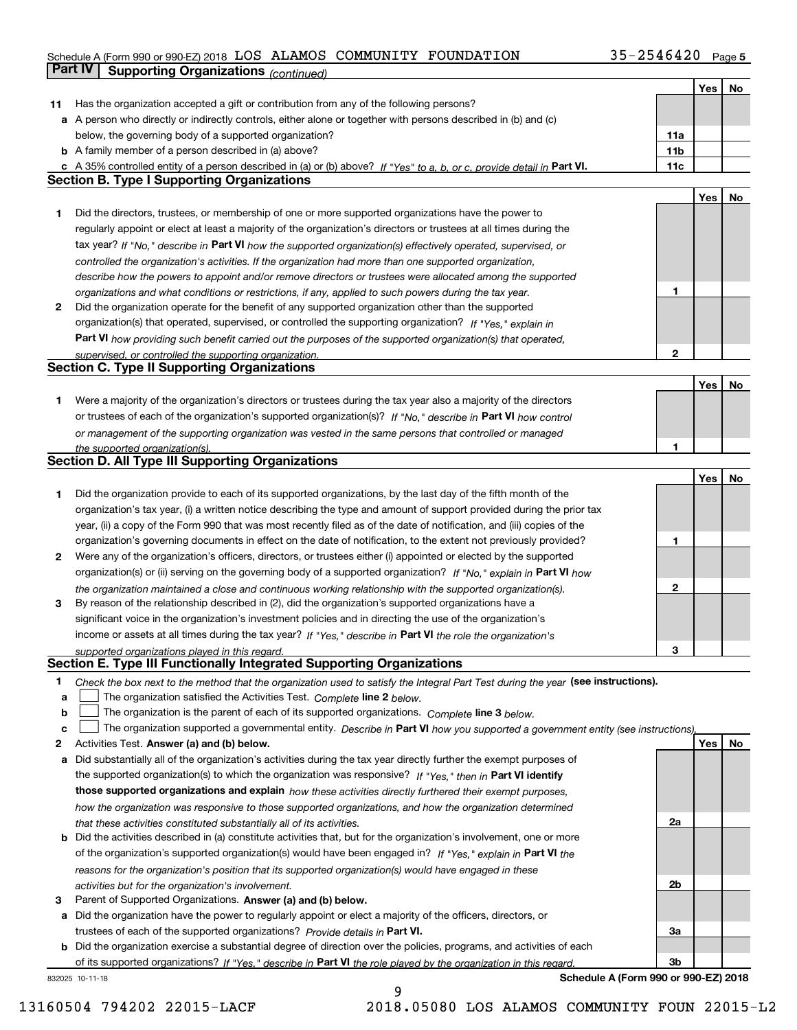Schedule A (Form 990 or 990-EZ) 2018 LOS ALAMOS COMMUNITY FOUNDATION 35-2546420 Page 5

**Part IV Supporting Organizations** *(continued)*

| | | | Yes | No |
|---|---|---|---|---|
| **11** | Has the organization accepted a gift or contribution from any of the following persons? | | | |
| **a** | A person who directly or indirectly controls, either alone or together with persons described in (b) and (c) below, the governing body of a supported organization? | **11a** | | |
| **b** | A family member of a person described in (a) above? | **11b** | | |
| **c** | A 35% controlled entity of a person described in (a) or (b) above? *If "Yes" to a, b, or c, provide detail in* **Part VI.** | **11c** | | |

## Section B. Type I Supporting Organizations

| | | | Yes | No |
|---|---|---|---|---|
| **1** | Did the directors, trustees, or membership of one or more supported organizations have the power to regularly appoint or elect at least a majority of the organization's directors or trustees at all times during the tax year? *If "No," describe in* **Part VI** *how the supported organization(s) effectively operated, supervised, or controlled the organization's activities. If the organization had more than one supported organization, describe how the powers to appoint and/or remove directors or trustees were allocated among the supported organizations and what conditions or restrictions, if any, applied to such powers during the tax year.* | **1** | | |
| **2** | Did the organization operate for the benefit of any supported organization other than the supported organization(s) that operated, supervised, or controlled the supporting organization? *If "Yes," explain in* **Part VI** *how providing such benefit carried out the purposes of the supported organization(s) that operated, supervised, or controlled the supporting organization.* | **2** | | |

## Section C. Type II Supporting Organizations

| | | | Yes | No |
|---|---|---|---|---|
| **1** | Were a majority of the organization's directors or trustees during the tax year also a majority of the directors or trustees of each of the organization's supported organization(s)? *If "No," describe in* **Part VI** *how control or management of the supporting organization was vested in the same persons that controlled or managed the supported organization(s).* | **1** | | |

## Section D. All Type III Supporting Organizations

| | | | Yes | No |
|---|---|---|---|---|
| **1** | Did the organization provide to each of its supported organizations, by the last day of the fifth month of the organization's tax year, (i) a written notice describing the type and amount of support provided during the prior tax year, (ii) a copy of the Form 990 that was most recently filed as of the date of notification, and (iii) copies of the organization's governing documents in effect on the date of notification, to the extent not previously provided? | **1** | | |
| **2** | Were any of the organization's officers, directors, or trustees either (i) appointed or elected by the supported organization(s) or (ii) serving on the governing body of a supported organization? *If "No," explain in* **Part VI** *how the organization maintained a close and continuous working relationship with the supported organization(s).* | **2** | | |
| **3** | By reason of the relationship described in (2), did the organization's supported organizations have a significant voice in the organization's investment policies and in directing the use of the organization's income or assets at all times during the tax year? *If "Yes," describe in* **Part VI** *the role the organization's supported organizations played in this regard.* | **3** | | |

## Section E. Type III Functionally Integrated Supporting Organizations

**1** *Check the box next to the method that the organization used to satisfy the Integral Part Test during the year* **(see instructions).**

- **a** ☐ The organization satisfied the Activities Test. *Complete* **line 2** *below.*
- **b** ☐ The organization is the parent of each of its supported organizations. *Complete* **line 3** *below.*
- **c** ☐ The organization supported a governmental entity. *Describe in* **Part VI** *how you supported a government entity (see instructions).*

| | | | Yes | No |
|---|---|---|---|---|
| **2** | Activities Test. **Answer (a) and (b) below.** | | | |
| **a** | Did substantially all of the organization's activities during the tax year directly further the exempt purposes of the supported organization(s) to which the organization was responsive? *If "Yes," then in* **Part VI identify those supported organizations and explain** *how these activities directly furthered their exempt purposes, how the organization was responsive to those supported organizations, and how the organization determined that these activities constituted substantially all of its activities.* | **2a** | | |
| **b** | Did the activities described in (a) constitute activities that, but for the organization's involvement, one or more of the organization's supported organization(s) would have been engaged in? *If "Yes," explain in* **Part VI** *the reasons for the organization's position that its supported organization(s) would have engaged in these activities but for the organization's involvement.* | **2b** | | |
| **3** | Parent of Supported Organizations. **Answer (a) and (b) below.** | | | |
| **a** | Did the organization have the power to regularly appoint or elect a majority of the officers, directors, or trustees of each of the supported organizations? *Provide details in* **Part VI.** | **3a** | | |
| **b** | Did the organization exercise a substantial degree of direction over the policies, programs, and activities of each of its supported organizations? *If "Yes," describe in* **Part VI** *the role played by the organization in this regard.* | **3b** | | |

832025 10-11-18 **Schedule A (Form 990 or 990-EZ) 2018**

13160504 794202 22015-LACF 2018.05080 LOS ALAMOS COMMUNITY FOUN 22015-L2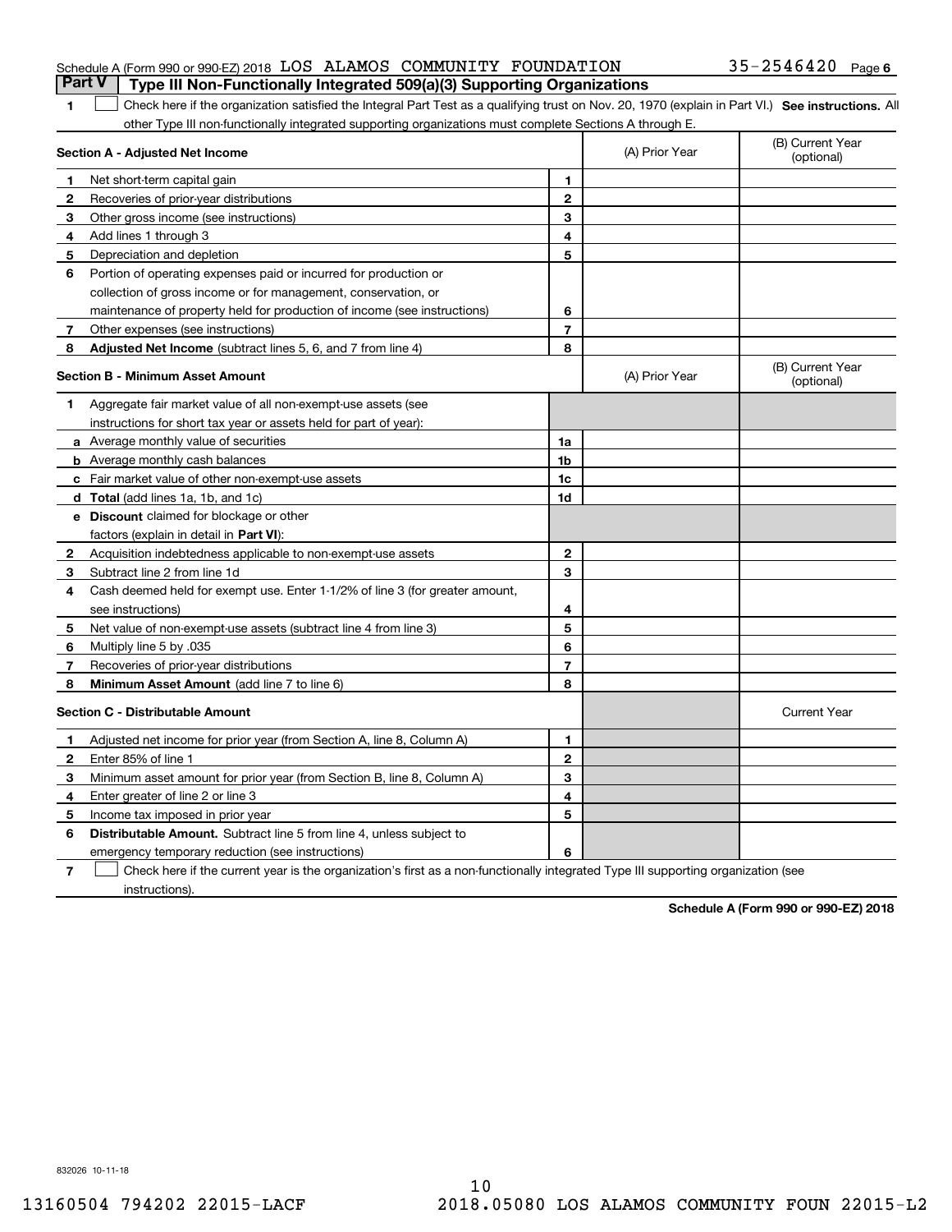Schedule A (Form 990 or 990-EZ) 2018 LOS ALAMOS COMMUNITY FOUNDATION 35-2546420 Page 6

**Part V | Type III Non-Functionally Integrated 509(a)(3) Supporting Organizations**

**1** ☐ Check here if the organization satisfied the Integral Part Test as a qualifying trust on Nov. 20, 1970 (explain in Part VI.) **See instructions.** All other Type III non-functionally integrated supporting organizations must complete Sections A through E.

| **Section A - Adjusted Net Income** | | | (A) Prior Year | (B) Current Year (optional) |
|---|---|---|---|---|
| 1 | Net short-term capital gain | 1 | | |
| 2 | Recoveries of prior-year distributions | 2 | | |
| 3 | Other gross income (see instructions) | 3 | | |
| 4 | Add lines 1 through 3 | 4 | | |
| 5 | Depreciation and depletion | 5 | | |
| 6 | Portion of operating expenses paid or incurred for production or collection of gross income or for management, conservation, or maintenance of property held for production of income (see instructions) | 6 | | |
| 7 | Other expenses (see instructions) | 7 | | |
| 8 | **Adjusted Net Income** (subtract lines 5, 6, and 7 from line 4) | 8 | | |

| **Section B - Minimum Asset Amount** | | | (A) Prior Year | (B) Current Year (optional) |
|---|---|---|---|---|
| 1 | Aggregate fair market value of all non-exempt-use assets (see instructions for short tax year or assets held for part of year): | | | |
| a | Average monthly value of securities | 1a | | |
| b | Average monthly cash balances | 1b | | |
| c | Fair market value of other non-exempt-use assets | 1c | | |
| d | **Total** (add lines 1a, 1b, and 1c) | 1d | | |
| e | **Discount** claimed for blockage or other factors (explain in detail in **Part VI**): | | | |
| 2 | Acquisition indebtedness applicable to non-exempt-use assets | 2 | | |
| 3 | Subtract line 2 from line 1d | 3 | | |
| 4 | Cash deemed held for exempt use. Enter 1-1/2% of line 3 (for greater amount, see instructions) | 4 | | |
| 5 | Net value of non-exempt-use assets (subtract line 4 from line 3) | 5 | | |
| 6 | Multiply line 5 by .035 | 6 | | |
| 7 | Recoveries of prior-year distributions | 7 | | |
| 8 | **Minimum Asset Amount** (add line 7 to line 6) | 8 | | |

| **Section C - Distributable Amount** | | | | Current Year |
|---|---|---|---|---|
| 1 | Adjusted net income for prior year (from Section A, line 8, Column A) | 1 | | |
| 2 | Enter 85% of line 1 | 2 | | |
| 3 | Minimum asset amount for prior year (from Section B, line 8, Column A) | 3 | | |
| 4 | Enter greater of line 2 or line 3 | 4 | | |
| 5 | Income tax imposed in prior year | 5 | | |
| 6 | **Distributable Amount.** Subtract line 5 from line 4, unless subject to emergency temporary reduction (see instructions) | 6 | | |

**7** ☐ Check here if the current year is the organization's first as a non-functionally integrated Type III supporting organization (see instructions).

**Schedule A (Form 990 or 990-EZ) 2018**

832026 10-11-18

13160504 794202 22015-LACF 2018.05080 LOS ALAMOS COMMUNITY FOUN 22015-L2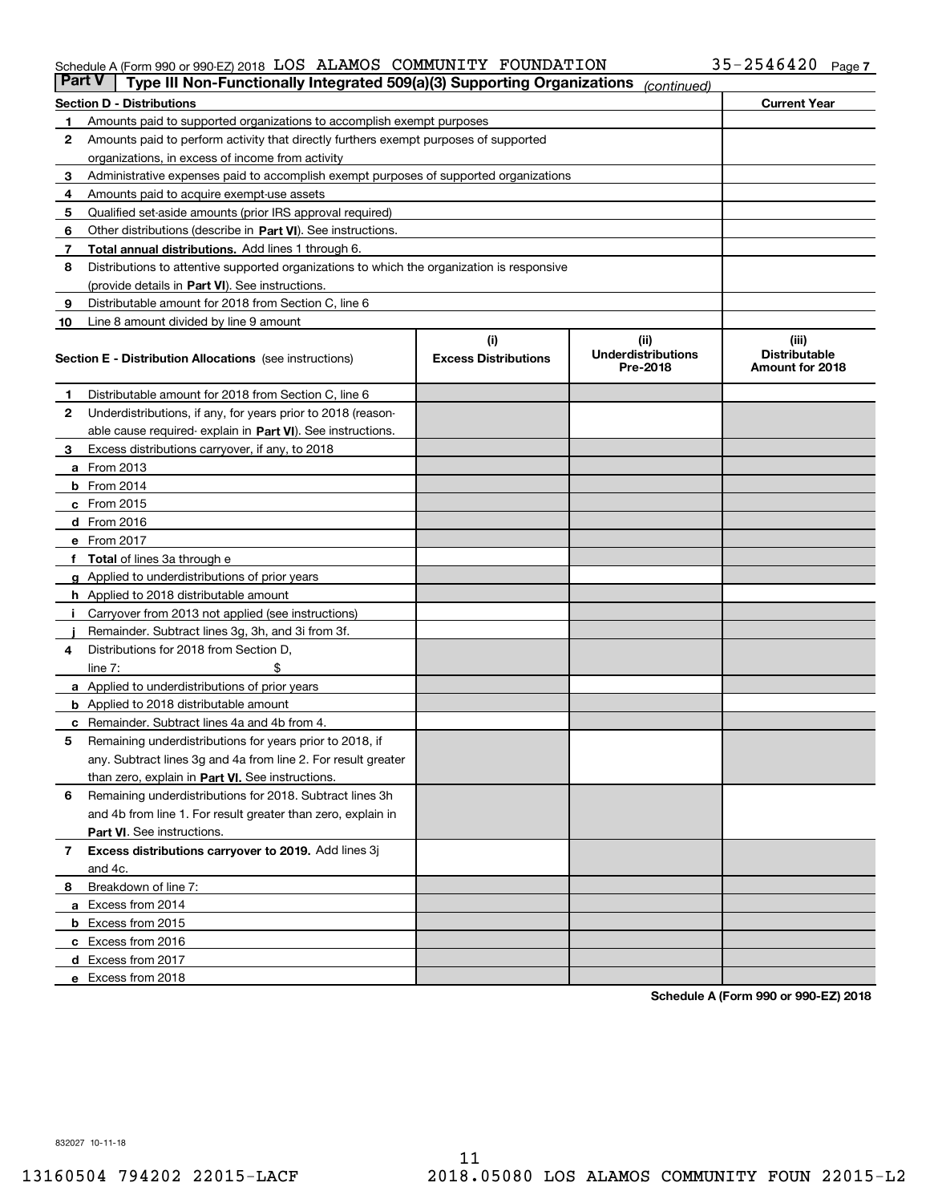Schedule A (Form 990 or 990-EZ) 2018 LOS ALAMOS COMMUNITY FOUNDATION 35-2546420 Page 7

## Part V Type III Non-Functionally Integrated 509(a)(3) Supporting Organizations *(continued)*

| Section D - Distributions | | Current Year |
|---|---|---|
| 1 | Amounts paid to supported organizations to accomplish exempt purposes | |
| 2 | Amounts paid to perform activity that directly furthers exempt purposes of supported organizations, in excess of income from activity | |
| 3 | Administrative expenses paid to accomplish exempt purposes of supported organizations | |
| 4 | Amounts paid to acquire exempt-use assets | |
| 5 | Qualified set-aside amounts (prior IRS approval required) | |
| 6 | Other distributions (describe in **Part VI**). See instructions. | |
| 7 | **Total annual distributions.** Add lines 1 through 6. | |
| 8 | Distributions to attentive supported organizations to which the organization is responsive (provide details in **Part VI**). See instructions. | |
| 9 | Distributable amount for 2018 from Section C, line 6 | |
| 10 | Line 8 amount divided by line 9 amount | |

| **Section E - Distribution Allocations** (see instructions) | (i) Excess Distributions | (ii) Underdistributions Pre-2018 | (iii) Distributable Amount for 2018 |
|---|---|---|---|
| **1** Distributable amount for 2018 from Section C, line 6 | | | |
| **2** Underdistributions, if any, for years prior to 2018 (reasonable cause required- explain in **Part VI**). See instructions. | | | |
| **3** Excess distributions carryover, if any, to 2018 | | | |
| **a** From 2013 | | | |
| **b** From 2014 | | | |
| **c** From 2015 | | | |
| **d** From 2016 | | | |
| **e** From 2017 | | | |
| **f** **Total** of lines 3a through e | | | |
| **g** Applied to underdistributions of prior years | | | |
| **h** Applied to 2018 distributable amount | | | |
| **i** Carryover from 2013 not applied (see instructions) | | | |
| **j** Remainder. Subtract lines 3g, 3h, and 3i from 3f. | | | |
| **4** Distributions for 2018 from Section D, line 7: $ | | | |
| **a** Applied to underdistributions of prior years | | | |
| **b** Applied to 2018 distributable amount | | | |
| **c** Remainder. Subtract lines 4a and 4b from 4. | | | |
| **5** Remaining underdistributions for years prior to 2018, if any. Subtract lines 3g and 4a from line 2. For result greater than zero, explain in **Part VI**. See instructions. | | | |
| **6** Remaining underdistributions for 2018. Subtract lines 3h and 4b from line 1. For result greater than zero, explain in **Part VI**. See instructions. | | | |
| **7** **Excess distributions carryover to 2019.** Add lines 3j and 4c. | | | |
| **8** Breakdown of line 7: | | | |
| **a** Excess from 2014 | | | |
| **b** Excess from 2015 | | | |
| **c** Excess from 2016 | | | |
| **d** Excess from 2017 | | | |
| **e** Excess from 2018 | | | |

**Schedule A (Form 990 or 990-EZ) 2018**

832027 10-11-18

13160504 794202 22015-LACF 2018.05080 LOS ALAMOS COMMUNITY FOUN 22015-L2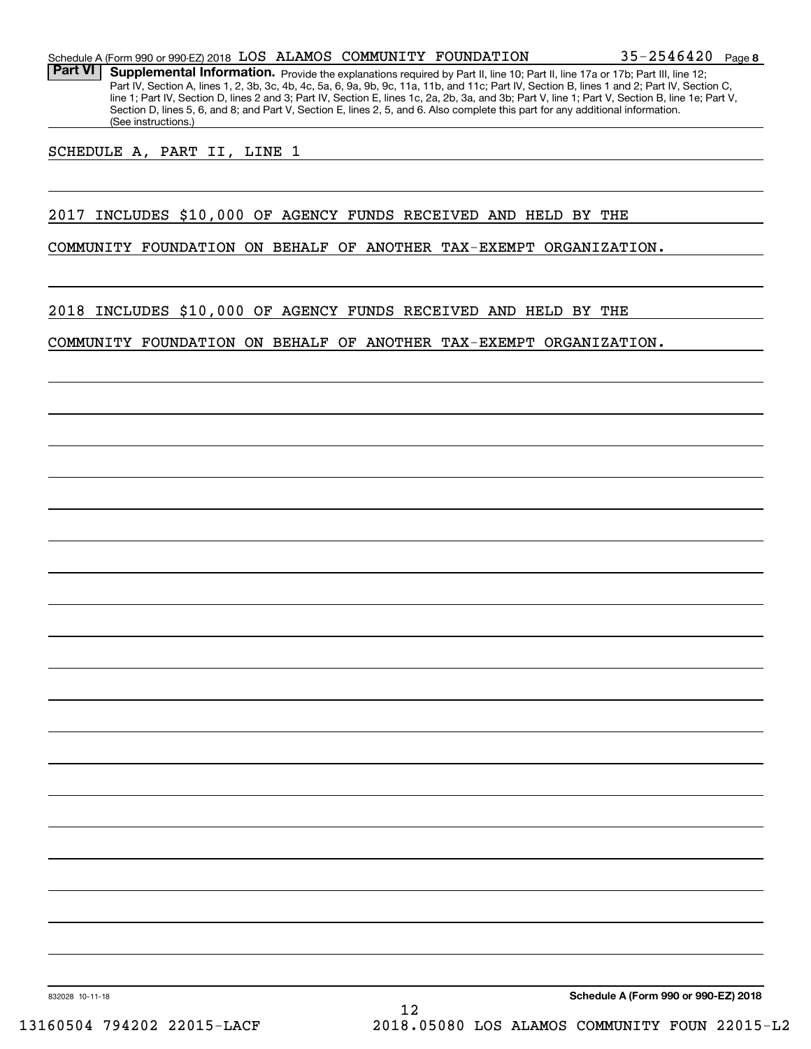Schedule A (Form 990 or 990-EZ) 2018 LOS ALAMOS COMMUNITY FOUNDATION 35-2546420 Page 8

**Part VI** **Supplemental Information.** Provide the explanations required by Part II, line 10; Part II, line 17a or 17b; Part III, line 12; Part IV, Section A, lines 1, 2, 3b, 3c, 4b, 4c, 5a, 6, 9a, 9b, 9c, 11a, 11b, and 11c; Part IV, Section B, lines 1 and 2; Part IV, Section C, line 1; Part IV, Section D, lines 2 and 3; Part IV, Section E, lines 1c, 2a, 2b, 3a, and 3b; Part V, line 1; Part V, Section B, line 1e; Part V, Section D, lines 5, 6, and 8; and Part V, Section E, lines 2, 5, and 6. Also complete this part for any additional information. (See instructions.)

SCHEDULE A, PART II, LINE 1

2017 INCLUDES $10,000 OF AGENCY FUNDS RECEIVED AND HELD BY THE COMMUNITY FOUNDATION ON BEHALF OF ANOTHER TAX-EXEMPT ORGANIZATION.

2018 INCLUDES $10,000 OF AGENCY FUNDS RECEIVED AND HELD BY THE COMMUNITY FOUNDATION ON BEHALF OF ANOTHER TAX-EXEMPT ORGANIZATION.

832028 10-11-18

**Schedule A (Form 990 or 990-EZ) 2018**

13160504 794202 22015-LACF 2018.05080 LOS ALAMOS COMMUNITY FOUN 22015-L2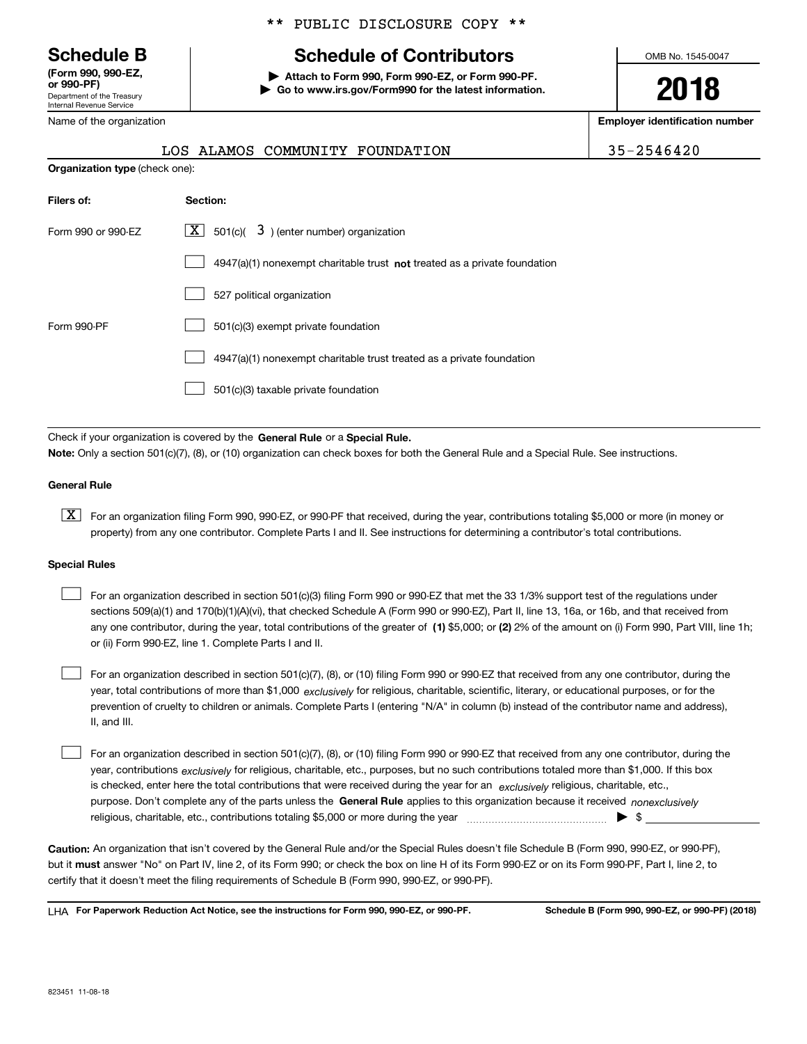** PUBLIC DISCLOSURE COPY **

# Schedule B
**(Form 990, 990-EZ, or 990-PF)**
Department of the Treasury
Internal Revenue Service

## Schedule of Contributors

▶ **Attach to Form 990, Form 990-EZ, or Form 990-PF.**
▶ **Go to www.irs.gov/Form990 for the latest information.**

OMB No. 1545-0047

**2018**

| Name of the organization | Employer identification number |
|---|---|
| LOS ALAMOS COMMUNITY FOUNDATION | 35-2546420 |

**Organization type** (check one):

| Filers of: | Section: |
|---|---|
| Form 990 or 990-EZ | [X] 501(c)( 3 ) (enter number) organization |
| | [ ] 4947(a)(1) nonexempt charitable trust **not** treated as a private foundation |
| | [ ] 527 political organization |
| Form 990-PF | [ ] 501(c)(3) exempt private foundation |
| | [ ] 4947(a)(1) nonexempt charitable trust treated as a private foundation |
| | [ ] 501(c)(3) taxable private foundation |

Check if your organization is covered by the **General Rule** or a **Special Rule.**

**Note:** Only a section 501(c)(7), (8), or (10) organization can check boxes for both the General Rule and a Special Rule. See instructions.

**General Rule**

[X] For an organization filing Form 990, 990-EZ, or 990-PF that received, during the year, contributions totaling $5,000 or more (in money or property) from any one contributor. Complete Parts I and II. See instructions for determining a contributor's total contributions.

**Special Rules**

[ ] For an organization described in section 501(c)(3) filing Form 990 or 990-EZ that met the 33 1/3% support test of the regulations under sections 509(a)(1) and 170(b)(1)(A)(vi), that checked Schedule A (Form 990 or 990-EZ), Part II, line 13, 16a, or 16b, and that received from any one contributor, during the year, total contributions of the greater of **(1)** $5,000; or **(2)** 2% of the amount on (i) Form 990, Part VIII, line 1h; or (ii) Form 990-EZ, line 1. Complete Parts I and II.

[ ] For an organization described in section 501(c)(7), (8), or (10) filing Form 990 or 990-EZ that received from any one contributor, during the year, total contributions of more than $1,000 *exclusively* for religious, charitable, scientific, literary, or educational purposes, or for the prevention of cruelty to children or animals. Complete Parts I (entering "N/A" in column (b) instead of the contributor name and address), II, and III.

[ ] For an organization described in section 501(c)(7), (8), or (10) filing Form 990 or 990-EZ that received from any one contributor, during the year, contributions *exclusively* for religious, charitable, etc., purposes, but no such contributions totaled more than $1,000. If this box is checked, enter here the total contributions that were received during the year for an *exclusively* religious, charitable, etc., purpose. Don't complete any of the parts unless the **General Rule** applies to this organization because it received *nonexclusively* religious, charitable, etc., contributions totaling $5,000 or more during the year ▶ $ ____________

**Caution:** An organization that isn't covered by the General Rule and/or the Special Rules doesn't file Schedule B (Form 990, 990-EZ, or 990-PF), but it **must** answer "No" on Part IV, line 2, of its Form 990; or check the box on line H of its Form 990-EZ or on its Form 990-PF, Part I, line 2, to certify that it doesn't meet the filing requirements of Schedule B (Form 990, 990-EZ, or 990-PF).

LHA **For Paperwork Reduction Act Notice, see the instructions for Form 990, 990-EZ, or 990-PF.** **Schedule B (Form 990, 990-EZ, or 990-PF) (2018)**

823451 11-08-18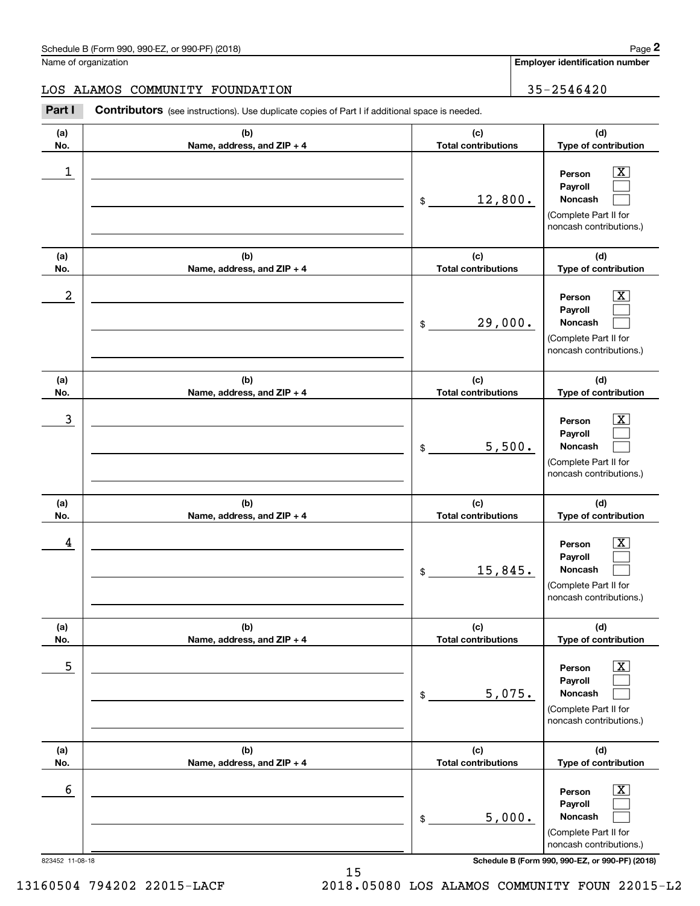Schedule B (Form 990, 990-EZ, or 990-PF) (2018)

Name of organization: LOS ALAMOS COMMUNITY FOUNDATION

Employer identification number: 35-2546420

**Part I** **Contributors** (see instructions). Use duplicate copies of Part I if additional space is needed.

| (a) No. | (b) Name, address, and ZIP + 4 | (c) Total contributions | (d) Type of contribution |
|---|---|---|---|
| 1 | | $ 12,800. | Person [X] Payroll [ ] Noncash [ ] (Complete Part II for noncash contributions.) |
| 2 | | $ 29,000. | Person [X] Payroll [ ] Noncash [ ] (Complete Part II for noncash contributions.) |
| 3 | | $ 5,500. | Person [X] Payroll [ ] Noncash [ ] (Complete Part II for noncash contributions.) |
| 4 | | $ 15,845. | Person [X] Payroll [ ] Noncash [ ] (Complete Part II for noncash contributions.) |
| 5 | | $ 5,075. | Person [X] Payroll [ ] Noncash [ ] (Complete Part II for noncash contributions.) |
| 6 | | $ 5,000. | Person [X] Payroll [ ] Noncash [ ] (Complete Part II for noncash contributions.) |

823452 11-08-18

Schedule B (Form 990, 990-EZ, or 990-PF) (2018)

13160504 794202 22015-LACF 2018.05080 LOS ALAMOS COMMUNITY FOUN 22015-L2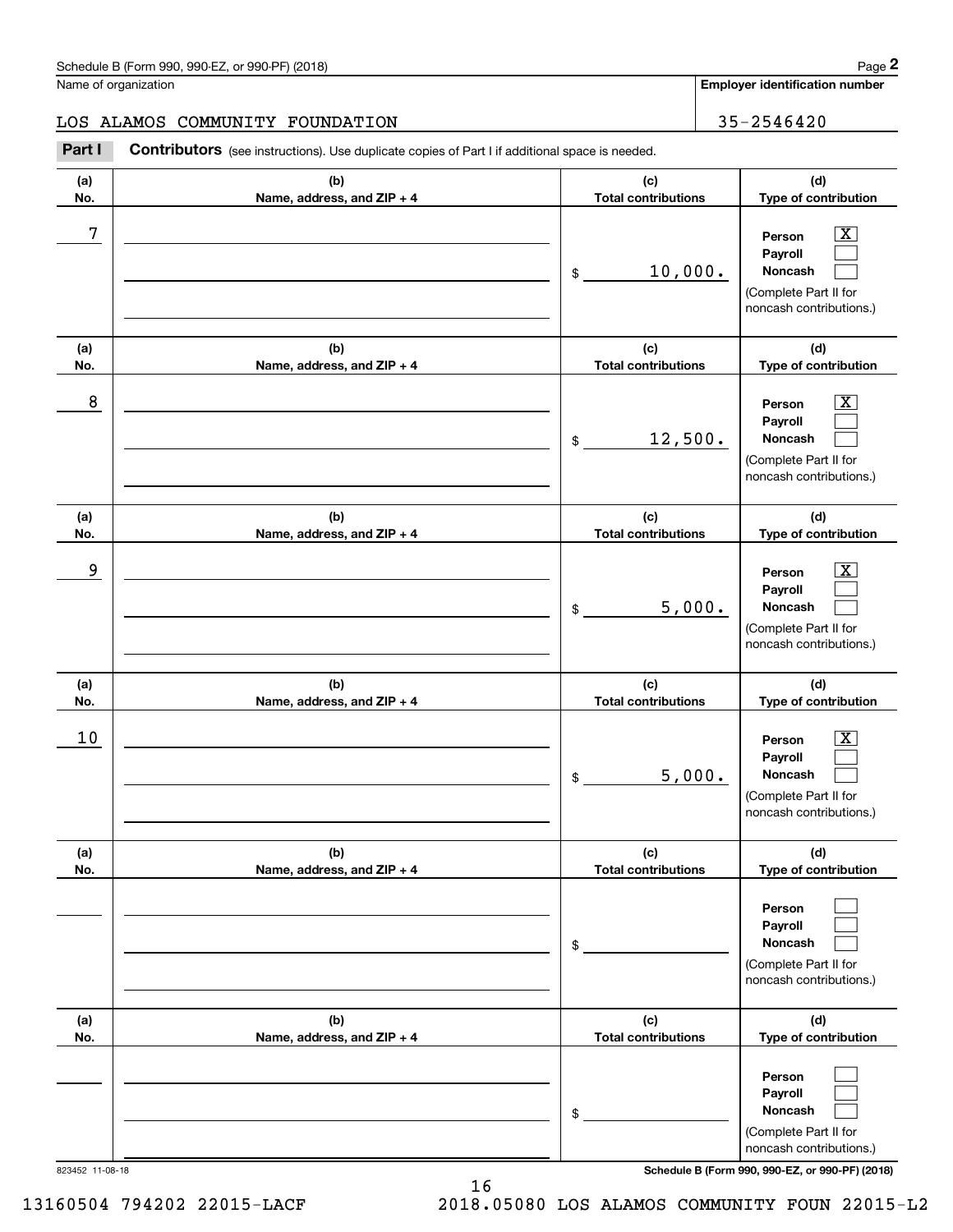Schedule B (Form 990, 990-EZ, or 990-PF) (2018)

Name of organization: LOS ALAMOS COMMUNITY FOUNDATION

Employer identification number: 35-2546420

**Part I** **Contributors** (see instructions). Use duplicate copies of Part I if additional space is needed.

| (a) No. | (b) Name, address, and ZIP + 4 | (c) Total contributions | (d) Type of contribution |
|---|---|---|---|
| 7 | | $ 10,000. | Person [X] Payroll [ ] Noncash [ ] (Complete Part II for noncash contributions.) |
| 8 | | $ 12,500. | Person [X] Payroll [ ] Noncash [ ] (Complete Part II for noncash contributions.) |
| 9 | | $ 5,000. | Person [X] Payroll [ ] Noncash [ ] (Complete Part II for noncash contributions.) |
| 10 | | $ 5,000. | Person [X] Payroll [ ] Noncash [ ] (Complete Part II for noncash contributions.) |
| | | $ | Person [ ] Payroll [ ] Noncash [ ] (Complete Part II for noncash contributions.) |
| | | $ | Person [ ] Payroll [ ] Noncash [ ] (Complete Part II for noncash contributions.) |

823452 11-08-18

Schedule B (Form 990, 990-EZ, or 990-PF) (2018)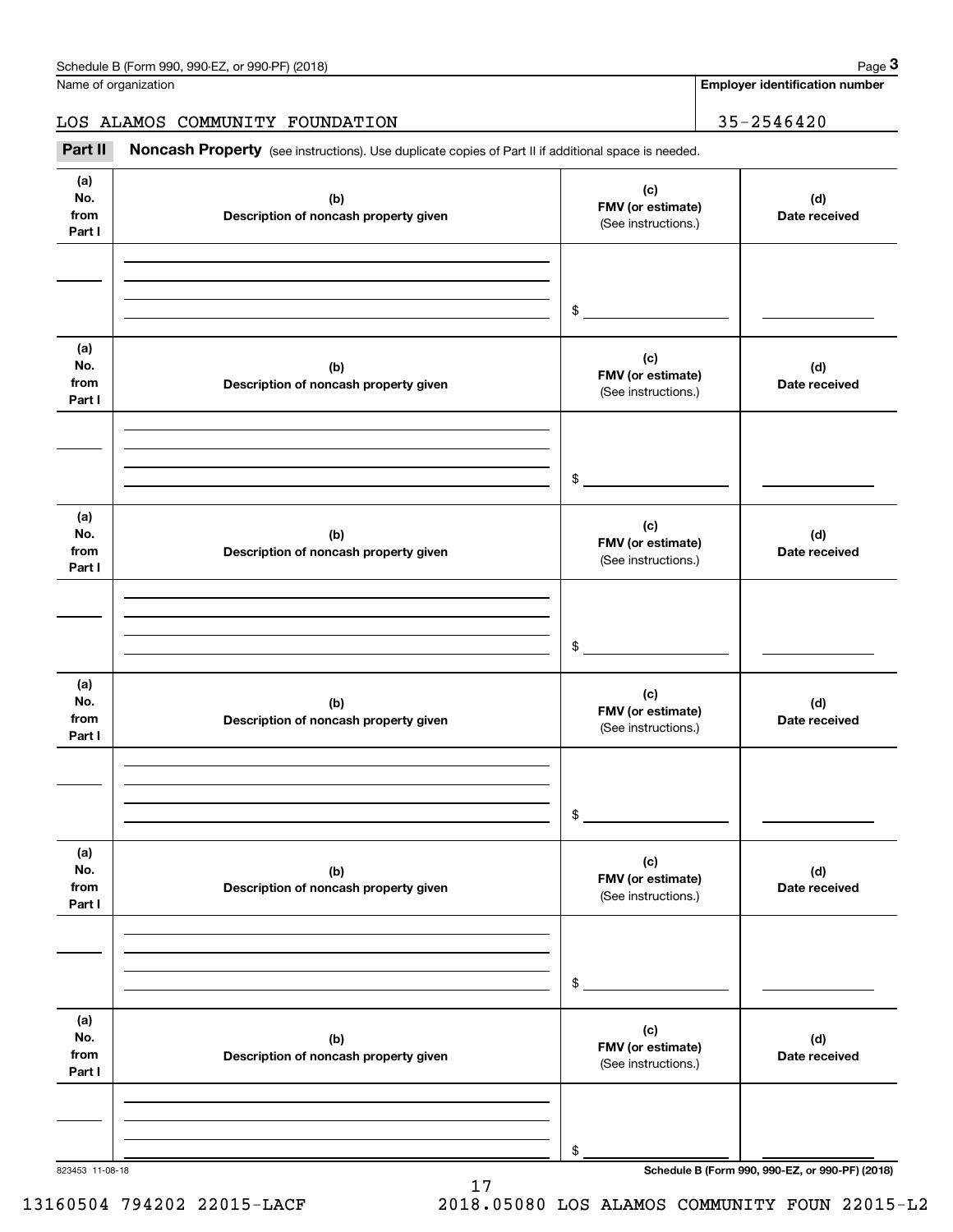Name of organization

LOS ALAMOS COMMUNITY FOUNDATION

**Employer identification number**

35-2546420

**Part II** **Noncash Property** (see instructions). Use duplicate copies of Part II if additional space is needed.

| (a) No. from Part I | (b) Description of noncash property given | (c) FMV (or estimate) (See instructions.) | (d) Date received |
|---|---|---|---|
| | | $ | |

| (a) No. from Part I | (b) Description of noncash property given | (c) FMV (or estimate) (See instructions.) | (d) Date received |
|---|---|---|---|
| | | $ | |

| (a) No. from Part I | (b) Description of noncash property given | (c) FMV (or estimate) (See instructions.) | (d) Date received |
|---|---|---|---|
| | | $ | |

| (a) No. from Part I | (b) Description of noncash property given | (c) FMV (or estimate) (See instructions.) | (d) Date received |
|---|---|---|---|
| | | $ | |

| (a) No. from Part I | (b) Description of noncash property given | (c) FMV (or estimate) (See instructions.) | (d) Date received |
|---|---|---|---|
| | | $ | |

| (a) No. from Part I | (b) Description of noncash property given | (c) FMV (or estimate) (See instructions.) | (d) Date received |
|---|---|---|---|
| | | $ | |

823453 11-08-18

**Schedule B (Form 990, 990-EZ, or 990-PF) (2018)**

13160504 794202 22015-LACF 2018.05080 LOS ALAMOS COMMUNITY FOUN 22015-L2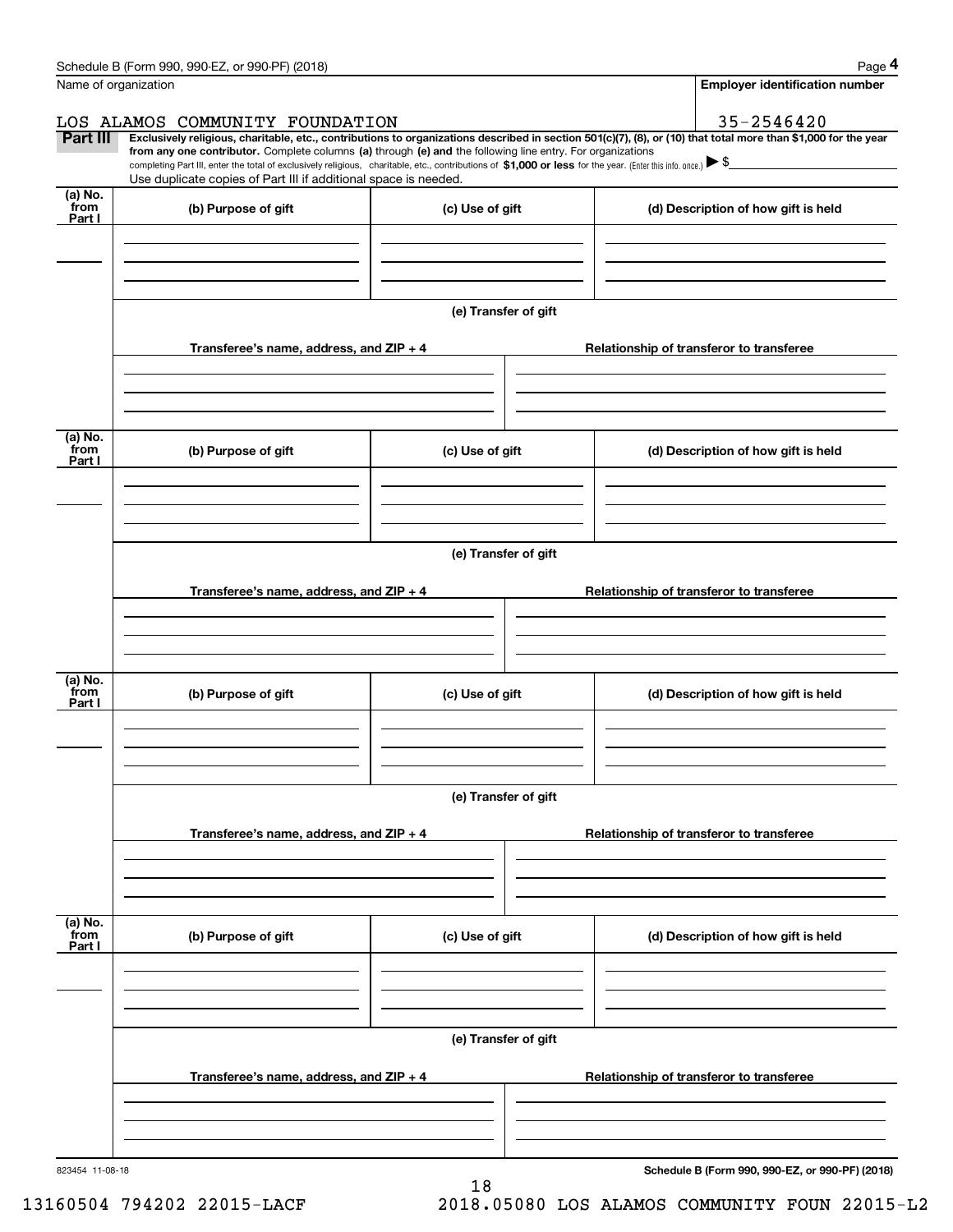Name of organization

**Employer identification number**

LOS ALAMOS COMMUNITY FOUNDATION

35-2546420

**Part III** **Exclusively religious, charitable, etc., contributions to organizations described in section 501(c)(7), (8), or (10) that total more than $1,000 for the year from any one contributor.** Complete columns **(a)** through **(e) and** the following line entry. For organizations completing Part III, enter the total of exclusively religious, charitable, etc., contributions of **$1,000 or less** for the year. (Enter this info. once.) ▶ $

Use duplicate copies of Part III if additional space is needed.

| (a) No. from Part I | (b) Purpose of gift | (c) Use of gift | (d) Description of how gift is held |
|---|---|---|---|
| | | | |

**(e) Transfer of gift**

| Transferee's name, address, and ZIP + 4 | Relationship of transferor to transferee |
|---|---|
| | |

| (a) No. from Part I | (b) Purpose of gift | (c) Use of gift | (d) Description of how gift is held |
|---|---|---|---|
| | | | |

**(e) Transfer of gift**

| Transferee's name, address, and ZIP + 4 | Relationship of transferor to transferee |
|---|---|
| | |

| (a) No. from Part I | (b) Purpose of gift | (c) Use of gift | (d) Description of how gift is held |
|---|---|---|---|
| | | | |

**(e) Transfer of gift**

| Transferee's name, address, and ZIP + 4 | Relationship of transferor to transferee |
|---|---|
| | |

| (a) No. from Part I | (b) Purpose of gift | (c) Use of gift | (d) Description of how gift is held |
|---|---|---|---|
| | | | |

**(e) Transfer of gift**

| Transferee's name, address, and ZIP + 4 | Relationship of transferor to transferee |
|---|---|
| | |

823454 11-08-18

**Schedule B (Form 990, 990-EZ, or 990-PF) (2018)**

13160504 794202 22015-LACF 2018.05080 LOS ALAMOS COMMUNITY FOUN 22015-L2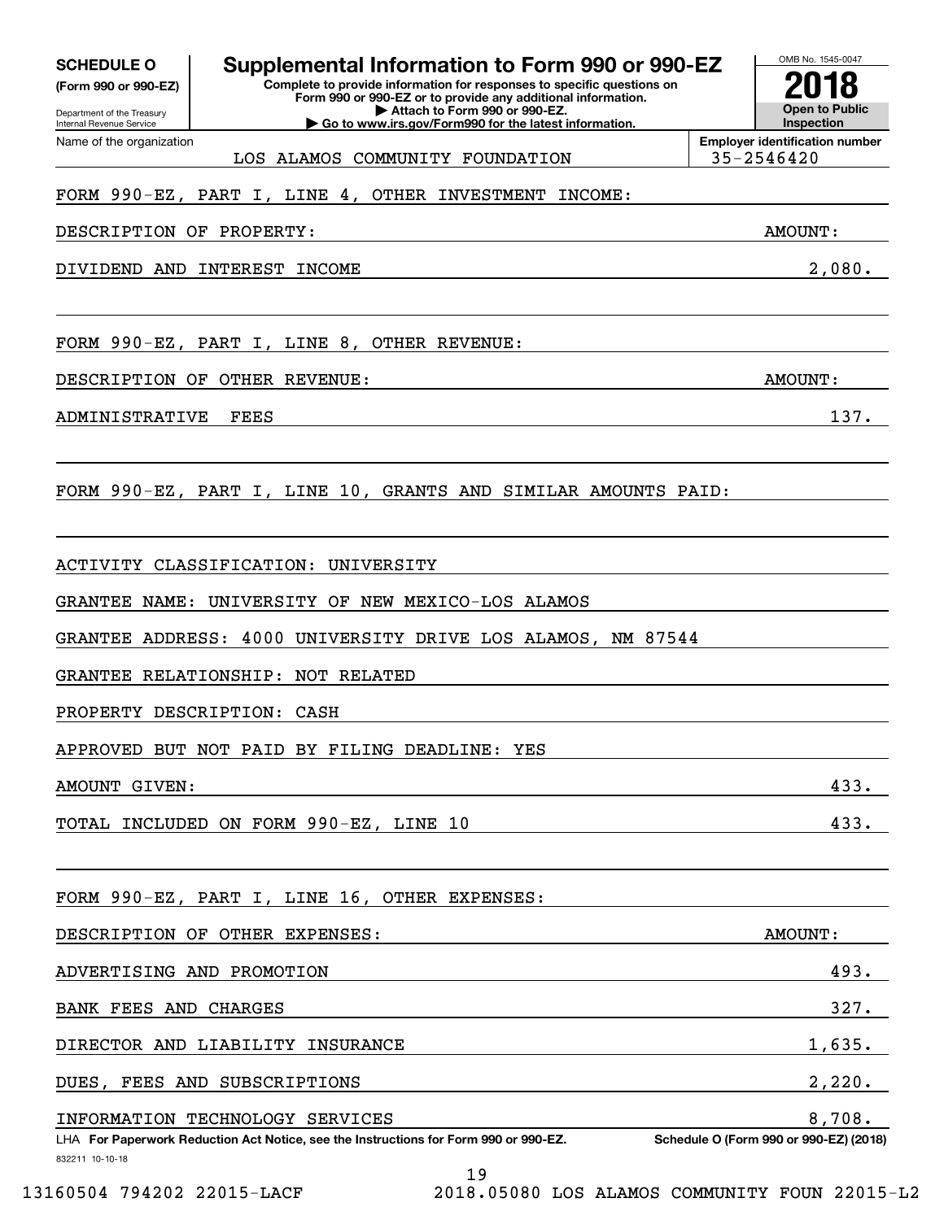**SCHEDULE O** (Form 990 or 990-EZ)

Department of the Treasury
Internal Revenue Service

# Supplemental Information to Form 990 or 990-EZ

**Complete to provide information for responses to specific questions on Form 990 or 990-EZ or to provide any additional information.**
**▶ Attach to Form 990 or 990-EZ.**
**▶ Go to www.irs.gov/Form990 for the latest information.**

OMB No. 1545-0047

**2018**

**Open to Public Inspection**

Name of the organization: LOS ALAMOS COMMUNITY FOUNDATION

**Employer identification number:** 35-2546420

FORM 990-EZ, PART I, LINE 4, OTHER INVESTMENT INCOME:

| DESCRIPTION OF PROPERTY: | AMOUNT: |
|---|---|
| DIVIDEND AND INTEREST INCOME | 2,080. |

FORM 990-EZ, PART I, LINE 8, OTHER REVENUE:

| DESCRIPTION OF OTHER REVENUE: | AMOUNT: |
|---|---|
| ADMINISTRATIVE FEES | 137. |

FORM 990-EZ, PART I, LINE 10, GRANTS AND SIMILAR AMOUNTS PAID:

ACTIVITY CLASSIFICATION: UNIVERSITY

GRANTEE NAME: UNIVERSITY OF NEW MEXICO-LOS ALAMOS

GRANTEE ADDRESS: 4000 UNIVERSITY DRIVE LOS ALAMOS, NM 87544

GRANTEE RELATIONSHIP: NOT RELATED

PROPERTY DESCRIPTION: CASH

APPROVED BUT NOT PAID BY FILING DEADLINE: YES

| | |
|---|---|
| AMOUNT GIVEN: | 433. |
| TOTAL INCLUDED ON FORM 990-EZ, LINE 10 | 433. |

FORM 990-EZ, PART I, LINE 16, OTHER EXPENSES:

| DESCRIPTION OF OTHER EXPENSES: | AMOUNT: |
|---|---|
| ADVERTISING AND PROMOTION | 493. |
| BANK FEES AND CHARGES | 327. |
| DIRECTOR AND LIABILITY INSURANCE | 1,635. |
| DUES, FEES AND SUBSCRIPTIONS | 2,220. |
| INFORMATION TECHNOLOGY SERVICES | 8,708. |

LHA **For Paperwork Reduction Act Notice, see the Instructions for Form 990 or 990-EZ.**

**Schedule O (Form 990 or 990-EZ) (2018)**

832211 10-10-18

13160504 794202 22015-LACF 2018.05080 LOS ALAMOS COMMUNITY FOUN 22015-L2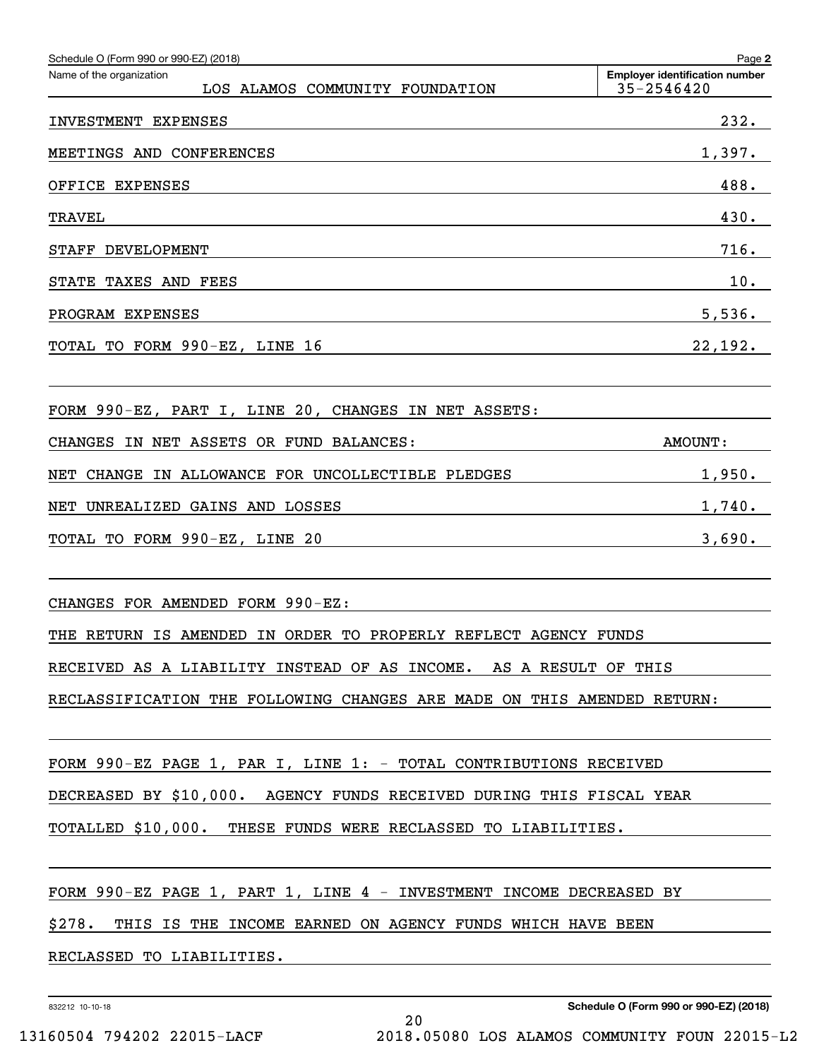Schedule O (Form 990 or 990-EZ) (2018) Page **2**

| Name of the organization | Employer identification number |
|---|---|
| LOS ALAMOS COMMUNITY FOUNDATION | 35-2546420 |

| | |
|---|---|
| INVESTMENT EXPENSES | 232. |
| MEETINGS AND CONFERENCES | 1,397. |
| OFFICE EXPENSES | 488. |
| TRAVEL | 430. |
| STAFF DEVELOPMENT | 716. |
| STATE TAXES AND FEES | 10. |
| PROGRAM EXPENSES | 5,536. |
| TOTAL TO FORM 990-EZ, LINE 16 | 22,192. |

FORM 990-EZ, PART I, LINE 20, CHANGES IN NET ASSETS:

| CHANGES IN NET ASSETS OR FUND BALANCES: | AMOUNT: |
|---|---|
| NET CHANGE IN ALLOWANCE FOR UNCOLLECTIBLE PLEDGES | 1,950. |
| NET UNREALIZED GAINS AND LOSSES | 1,740. |
| TOTAL TO FORM 990-EZ, LINE 20 | 3,690. |

CHANGES FOR AMENDED FORM 990-EZ:

THE RETURN IS AMENDED IN ORDER TO PROPERLY REFLECT AGENCY FUNDS RECEIVED AS A LIABILITY INSTEAD OF AS INCOME. AS A RESULT OF THIS RECLASSIFICATION THE FOLLOWING CHANGES ARE MADE ON THIS AMENDED RETURN:

FORM 990-EZ PAGE 1, PAR I, LINE 1: - TOTAL CONTRIBUTIONS RECEIVED DECREASED BY $10,000. AGENCY FUNDS RECEIVED DURING THIS FISCAL YEAR TOTALLED $10,000. THESE FUNDS WERE RECLASSED TO LIABILITIES.

FORM 990-EZ PAGE 1, PART 1, LINE 4 - INVESTMENT INCOME DECREASED BY $278. THIS IS THE INCOME EARNED ON AGENCY FUNDS WHICH HAVE BEEN RECLASSED TO LIABILITIES.

832212 10-10-18 **Schedule O (Form 990 or 990-EZ) (2018)**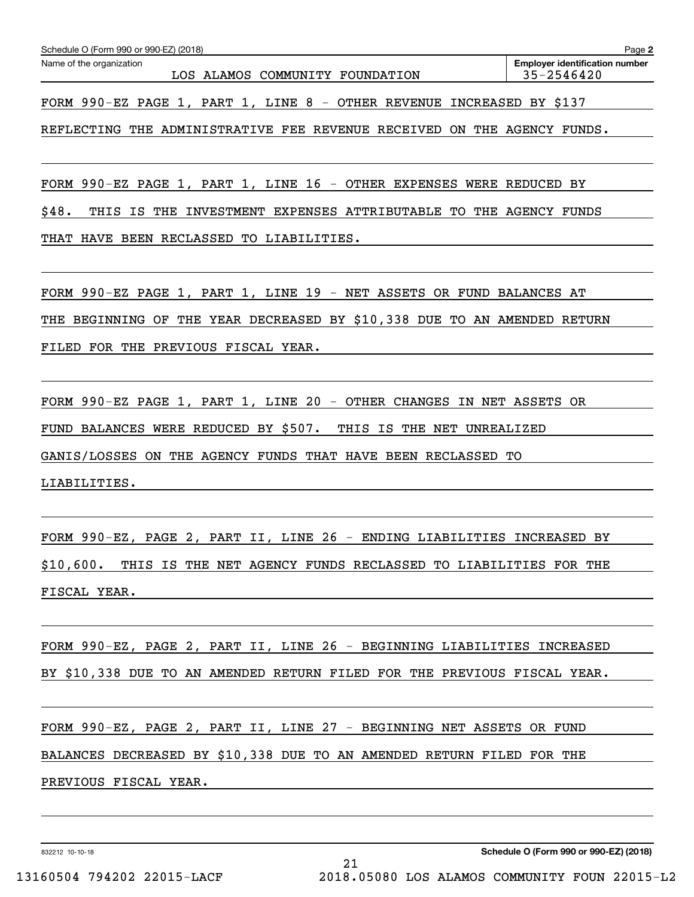Name of the organization: LOS ALAMOS COMMUNITY FOUNDATION

Employer identification number: 35-2546420

FORM 990-EZ PAGE 1, PART 1, LINE 8 - OTHER REVENUE INCREASED BY $137 REFLECTING THE ADMINISTRATIVE FEE REVENUE RECEIVED ON THE AGENCY FUNDS.

FORM 990-EZ PAGE 1, PART 1, LINE 16 - OTHER EXPENSES WERE REDUCED BY $48. THIS IS THE INVESTMENT EXPENSES ATTRIBUTABLE TO THE AGENCY FUNDS THAT HAVE BEEN RECLASSED TO LIABILITIES.

FORM 990-EZ PAGE 1, PART 1, LINE 19 - NET ASSETS OR FUND BALANCES AT THE BEGINNING OF THE YEAR DECREASED BY $10,338 DUE TO AN AMENDED RETURN FILED FOR THE PREVIOUS FISCAL YEAR.

FORM 990-EZ PAGE 1, PART 1, LINE 20 - OTHER CHANGES IN NET ASSETS OR FUND BALANCES WERE REDUCED BY $507. THIS IS THE NET UNREALIZED GANIS/LOSSES ON THE AGENCY FUNDS THAT HAVE BEEN RECLASSED TO LIABILITIES.

FORM 990-EZ, PAGE 2, PART II, LINE 26 - ENDING LIABILITIES INCREASED BY $10,600. THIS IS THE NET AGENCY FUNDS RECLASSED TO LIABILITIES FOR THE FISCAL YEAR.

FORM 990-EZ, PAGE 2, PART II, LINE 26 - BEGINNING LIABILITIES INCREASED BY $10,338 DUE TO AN AMENDED RETURN FILED FOR THE PREVIOUS FISCAL YEAR.

FORM 990-EZ, PAGE 2, PART II, LINE 27 - BEGINNING NET ASSETS OR FUND BALANCES DECREASED BY $10,338 DUE TO AN AMENDED RETURN FILED FOR THE PREVIOUS FISCAL YEAR.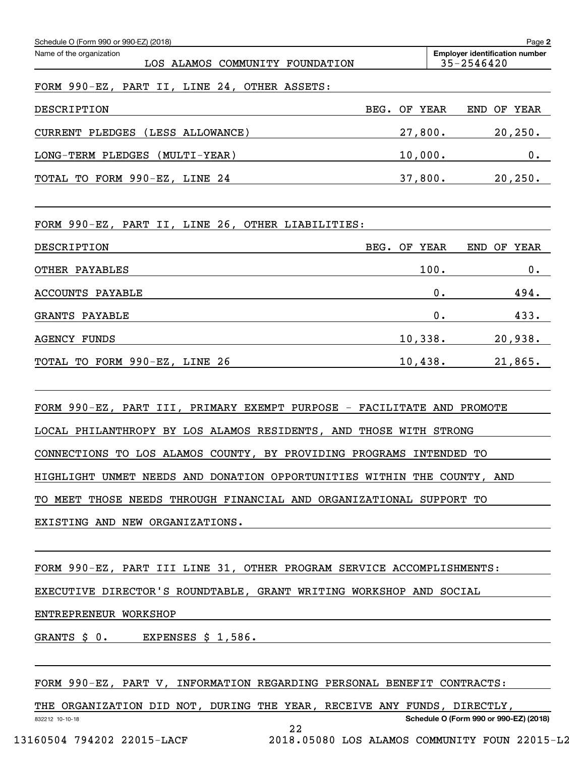Schedule O (Form 990 or 990-EZ) (2018) Page **2**

| Name of the organization | Employer identification number |
|---|---|
| LOS ALAMOS COMMUNITY FOUNDATION | 35-2546420 |

FORM 990-EZ, PART II, LINE 24, OTHER ASSETS:

| DESCRIPTION | BEG. OF YEAR | END OF YEAR |
|---|---|---|
| CURRENT PLEDGES (LESS ALLOWANCE) | 27,800. | 20,250. |
| LONG-TERM PLEDGES (MULTI-YEAR) | 10,000. | 0. |
| TOTAL TO FORM 990-EZ, LINE 24 | 37,800. | 20,250. |

FORM 990-EZ, PART II, LINE 26, OTHER LIABILITIES:

| DESCRIPTION | BEG. OF YEAR | END OF YEAR |
|---|---|---|
| OTHER PAYABLES | 100. | 0. |
| ACCOUNTS PAYABLE | 0. | 494. |
| GRANTS PAYABLE | 0. | 433. |
| AGENCY FUNDS | 10,338. | 20,938. |
| TOTAL TO FORM 990-EZ, LINE 26 | 10,438. | 21,865. |

FORM 990-EZ, PART III, PRIMARY EXEMPT PURPOSE - FACILITATE AND PROMOTE LOCAL PHILANTHROPY BY LOS ALAMOS RESIDENTS, AND THOSE WITH STRONG CONNECTIONS TO LOS ALAMOS COUNTY, BY PROVIDING PROGRAMS INTENDED TO HIGHLIGHT UNMET NEEDS AND DONATION OPPORTUNITIES WITHIN THE COUNTY, AND TO MEET THOSE NEEDS THROUGH FINANCIAL AND ORGANIZATIONAL SUPPORT TO EXISTING AND NEW ORGANIZATIONS.

FORM 990-EZ, PART III LINE 31, OTHER PROGRAM SERVICE ACCOMPLISHMENTS:

EXECUTIVE DIRECTOR'S ROUNDTABLE, GRANT WRITING WORKSHOP AND SOCIAL ENTREPRENEUR WORKSHOP

GRANTS $ 0. EXPENSES $ 1,586.

FORM 990-EZ, PART V, INFORMATION REGARDING PERSONAL BENEFIT CONTRACTS:

THE ORGANIZATION DID NOT, DURING THE YEAR, RECEIVE ANY FUNDS, DIRECTLY,

832212 10-10-18 **Schedule O (Form 990 or 990-EZ) (2018)**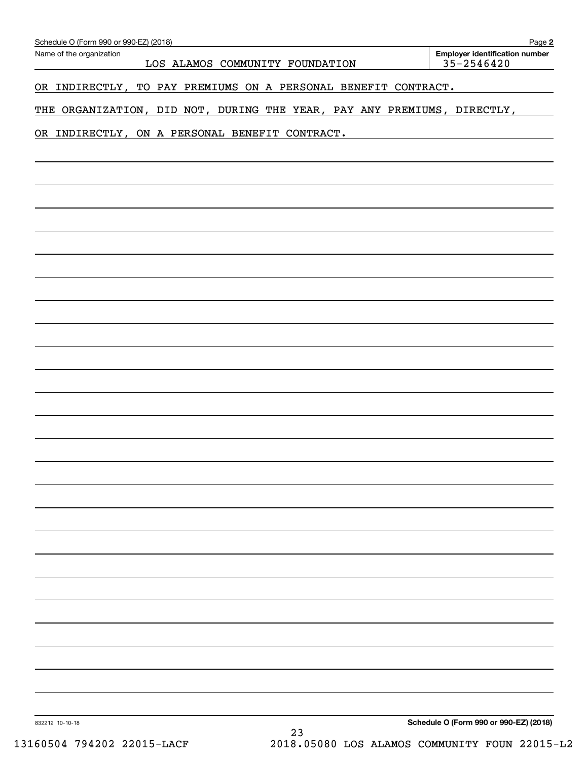Schedule O (Form 990 or 990-EZ) (2018)

Name of the organization: LOS ALAMOS COMMUNITY FOUNDATION

Employer identification number: 35-2546420

OR INDIRECTLY, TO PAY PREMIUMS ON A PERSONAL BENEFIT CONTRACT.

THE ORGANIZATION, DID NOT, DURING THE YEAR, PAY ANY PREMIUMS, DIRECTLY, OR INDIRECTLY, ON A PERSONAL BENEFIT CONTRACT.

832212 10-10-18

Schedule O (Form 990 or 990-EZ) (2018)

13160504 794202 22015-LACF 2018.05080 LOS ALAMOS COMMUNITY FOUN 22015-L2